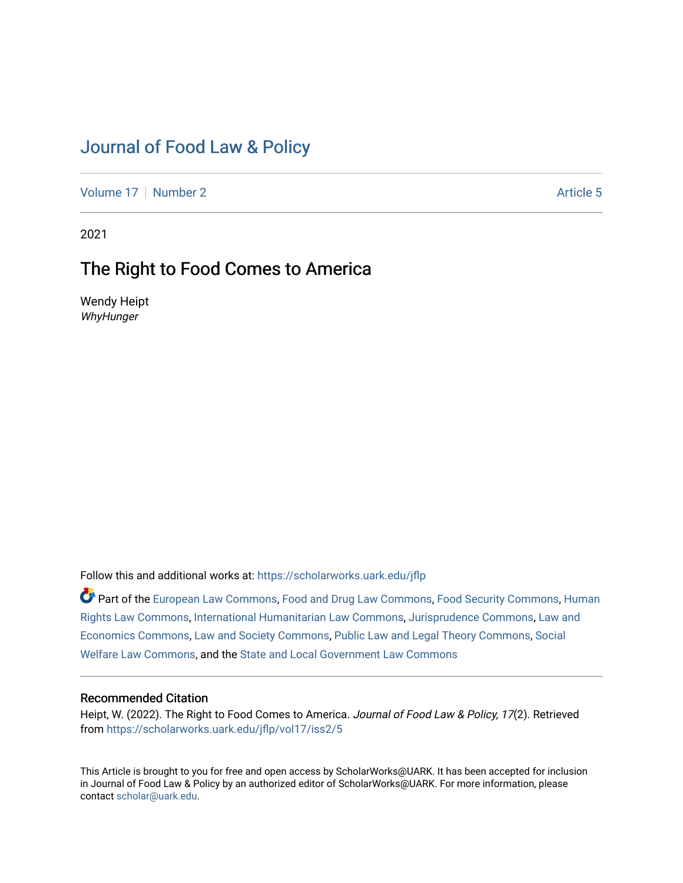# Journal of Food Law & Policy

Volume 17 | Number 2 | Article 5

2021

## The Right to Food Comes to America

Wendy Heipt
*WhyHunger*

Follow this and additional works at: https://scholarworks.uark.edu/jflp

Part of the European Law Commons, Food and Drug Law Commons, Food Security Commons, Human Rights Law Commons, International Humanitarian Law Commons, Jurisprudence Commons, Law and Economics Commons, Law and Society Commons, Public Law and Legal Theory Commons, Social Welfare Law Commons, and the State and Local Government Law Commons

### Recommended Citation

Heipt, W. (2022). The Right to Food Comes to America. *Journal of Food Law & Policy, 17*(2). Retrieved from https://scholarworks.uark.edu/jflp/vol17/iss2/5

This Article is brought to you for free and open access by ScholarWorks@UARK. It has been accepted for inclusion in Journal of Food Law & Policy by an authorized editor of ScholarWorks@UARK. For more information, please contact scholar@uark.edu.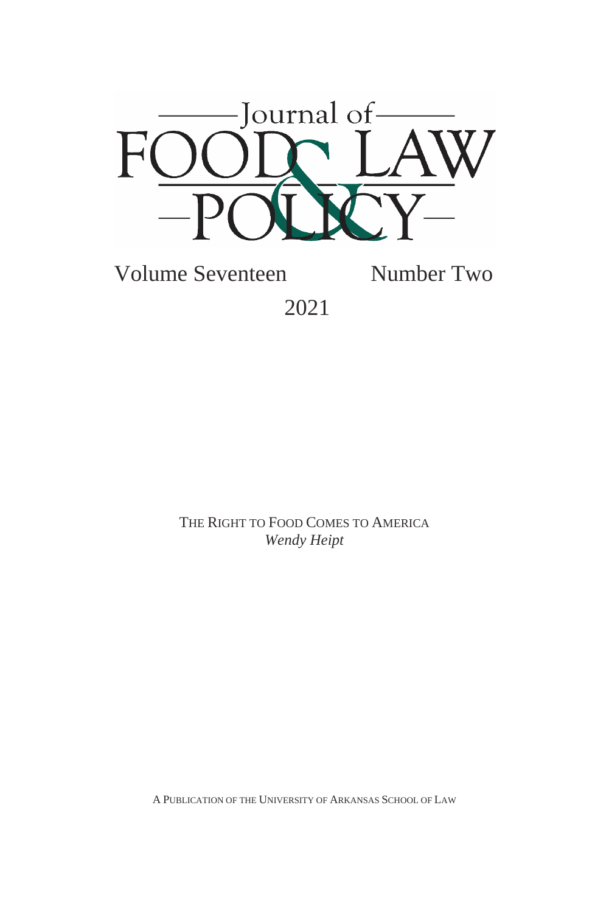# Journal of FOOD & LAW POLICY

Volume Seventeen Number Two

2021

THE RIGHT TO FOOD COMES TO AMERICA

*Wendy Heipt*

A PUBLICATION OF THE UNIVERSITY OF ARKANSAS SCHOOL OF LAW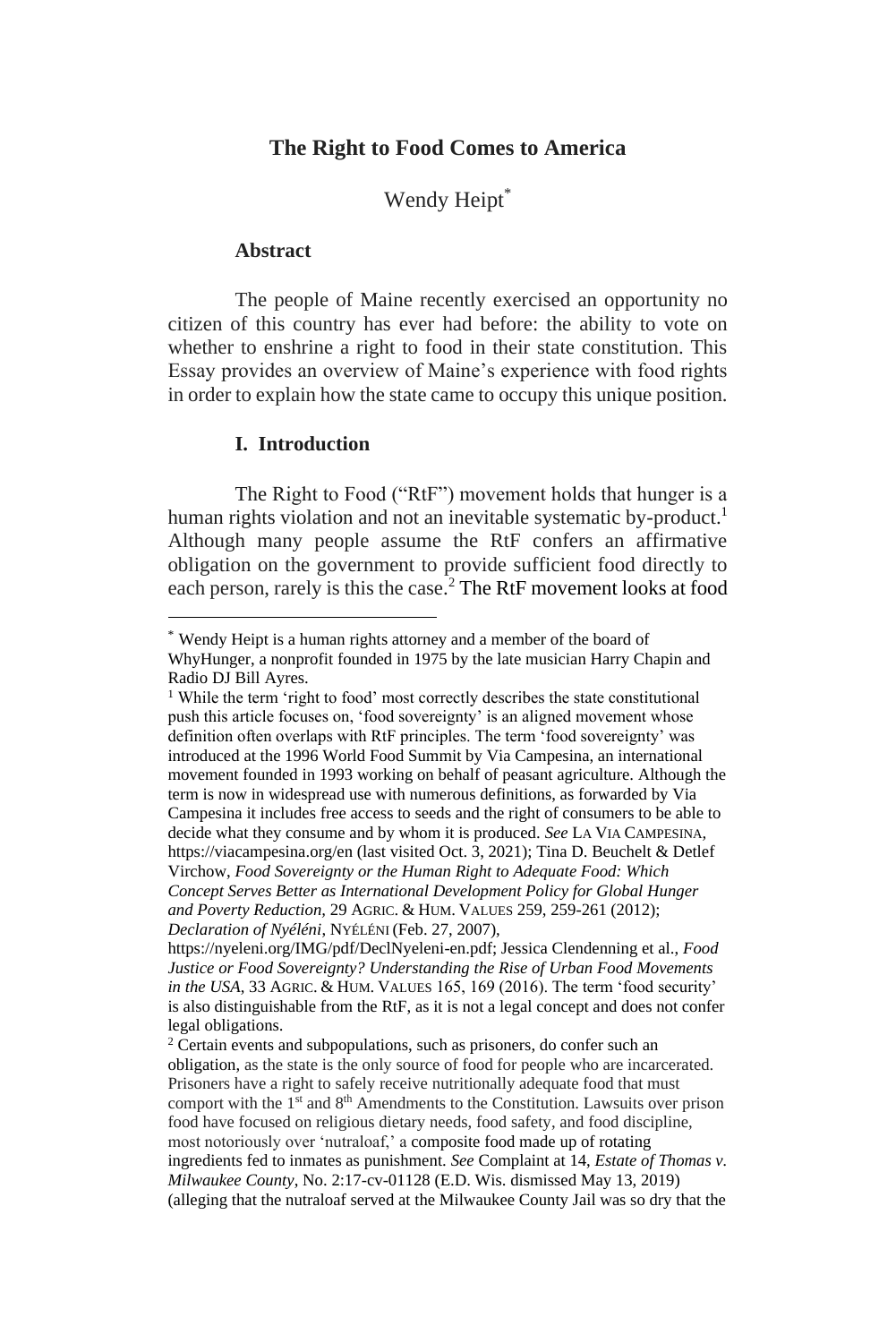# The Right to Food Comes to America

Wendy Heipt[*]

### Abstract

The people of Maine recently exercised an opportunity no citizen of this country has ever had before: the ability to vote on whether to enshrine a right to food in their state constitution. This Essay provides an overview of Maine's experience with food rights in order to explain how the state came to occupy this unique position.

### I. Introduction

The Right to Food ("RtF") movement holds that hunger is a human rights violation and not an inevitable systematic by-product.[1] Although many people assume the RtF confers an affirmative obligation on the government to provide sufficient food directly to each person, rarely is this the case.[2] The RtF movement looks at food

---

[*] Wendy Heipt is a human rights attorney and a member of the board of WhyHunger, a nonprofit founded in 1975 by the late musician Harry Chapin and Radio DJ Bill Ayres.

[1] While the term 'right to food' most correctly describes the state constitutional push this article focuses on, 'food sovereignty' is an aligned movement whose definition often overlaps with RtF principles. The term 'food sovereignty' was introduced at the 1996 World Food Summit by Via Campesina, an international movement founded in 1993 working on behalf of peasant agriculture. Although the term is now in widespread use with numerous definitions, as forwarded by Via Campesina it includes free access to seeds and the right of consumers to be able to decide what they consume and by whom it is produced. *See* LA VIA CAMPESINA, https://viacampesina.org/en (last visited Oct. 3, 2021); Tina D. Beuchelt & Detlef Virchow, *Food Sovereignty or the Human Right to Adequate Food: Which Concept Serves Better as International Development Policy for Global Hunger and Poverty Reduction*, 29 AGRIC. & HUM. VALUES 259, 259-261 (2012); *Declaration of Nyéléni*, NYÉLÉNI (Feb. 27, 2007), https://nyeleni.org/IMG/pdf/DeclNyeleni-en.pdf; Jessica Clendenning et al., *Food Justice or Food Sovereignty? Understanding the Rise of Urban Food Movements in the USA*, 33 AGRIC. & HUM. VALUES 165, 169 (2016). The term 'food security' is also distinguishable from the RtF, as it is not a legal concept and does not confer legal obligations.

[2] Certain events and subpopulations, such as prisoners, do confer such an obligation, as the state is the only source of food for people who are incarcerated. Prisoners have a right to safely receive nutritionally adequate food that must comport with the 1st and 8th Amendments to the Constitution. Lawsuits over prison food have focused on religious dietary needs, food safety, and food discipline, most notoriously over 'nutraloaf,' a composite food made up of rotating ingredients fed to inmates as punishment. *See* Complaint at 14, *Estate of Thomas v. Milwaukee County*, No. 2:17-cv-01128 (E.D. Wis. dismissed May 13, 2019) (alleging that the nutraloaf served at the Milwaukee County Jail was so dry that the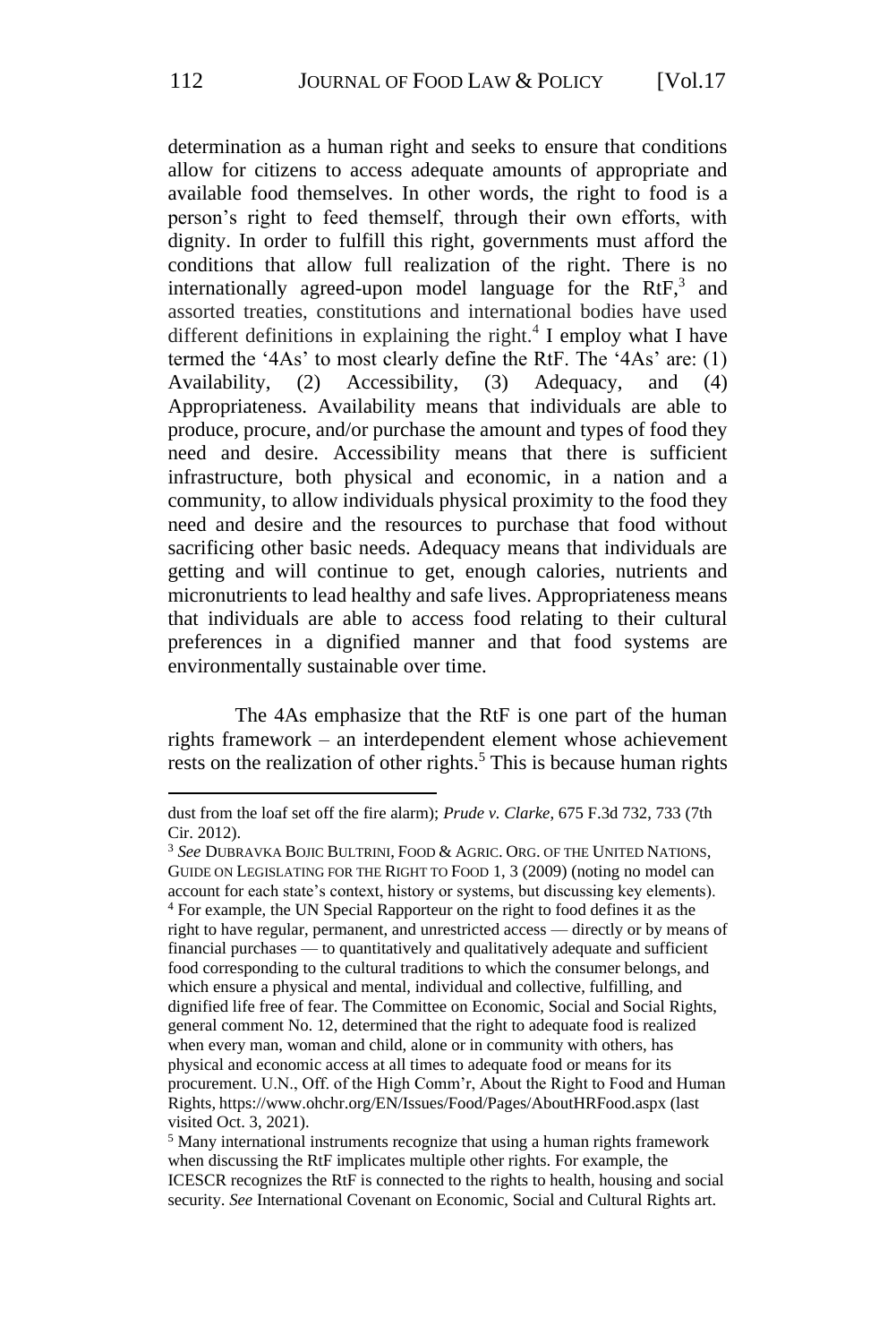determination as a human right and seeks to ensure that conditions allow for citizens to access adequate amounts of appropriate and available food themselves. In other words, the right to food is a person's right to feed themself, through their own efforts, with dignity. In order to fulfill this right, governments must afford the conditions that allow full realization of the right. There is no internationally agreed-upon model language for the RtF,[3] and assorted treaties, constitutions and international bodies have used different definitions in explaining the right.[4] I employ what I have termed the '4As' to most clearly define the RtF. The '4As' are: (1) Availability, (2) Accessibility, (3) Adequacy, and (4) Appropriateness. Availability means that individuals are able to produce, procure, and/or purchase the amount and types of food they need and desire. Accessibility means that there is sufficient infrastructure, both physical and economic, in a nation and a community, to allow individuals physical proximity to the food they need and desire and the resources to purchase that food without sacrificing other basic needs. Adequacy means that individuals are getting and will continue to get, enough calories, nutrients and micronutrients to lead healthy and safe lives. Appropriateness means that individuals are able to access food relating to their cultural preferences in a dignified manner and that food systems are environmentally sustainable over time.

The 4As emphasize that the RtF is one part of the human rights framework – an interdependent element whose achievement rests on the realization of other rights.[5] This is because human rights

---

dust from the loaf set off the fire alarm); *Prude v. Clarke*, 675 F.3d 732, 733 (7th Cir. 2012).

[3] *See* DUBRAVKA BOJIC BULTRINI, FOOD & AGRIC. ORG. OF THE UNITED NATIONS, GUIDE ON LEGISLATING FOR THE RIGHT TO FOOD 1, 3 (2009) (noting no model can account for each state's context, history or systems, but discussing key elements).

[4] For example, the UN Special Rapporteur on the right to food defines it as the right to have regular, permanent, and unrestricted access — directly or by means of financial purchases — to quantitatively and qualitatively adequate and sufficient food corresponding to the cultural traditions to which the consumer belongs, and which ensure a physical and mental, individual and collective, fulfilling, and dignified life free of fear. The Committee on Economic, Social and Social Rights, general comment No. 12, determined that the right to adequate food is realized when every man, woman and child, alone or in community with others, has physical and economic access at all times to adequate food or means for its procurement. U.N., Off. of the High Comm'r, About the Right to Food and Human Rights, https://www.ohchr.org/EN/Issues/Food/Pages/AboutHRFood.aspx (last visited Oct. 3, 2021).

[5] Many international instruments recognize that using a human rights framework when discussing the RtF implicates multiple other rights. For example, the ICESCR recognizes the RtF is connected to the rights to health, housing and social security. *See* International Covenant on Economic, Social and Cultural Rights art.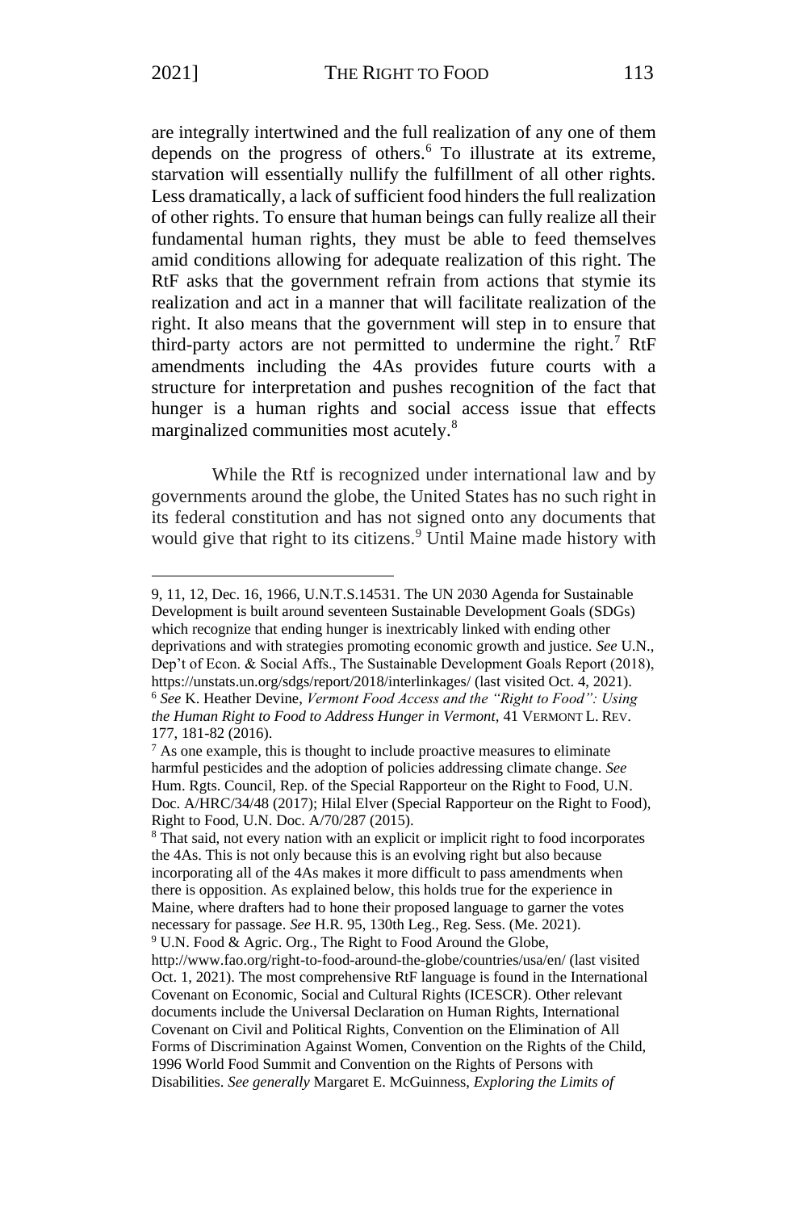are integrally intertwined and the full realization of any one of them depends on the progress of others.[6] To illustrate at its extreme, starvation will essentially nullify the fulfillment of all other rights. Less dramatically, a lack of sufficient food hinders the full realization of other rights. To ensure that human beings can fully realize all their fundamental human rights, they must be able to feed themselves amid conditions allowing for adequate realization of this right. The RtF asks that the government refrain from actions that stymie its realization and act in a manner that will facilitate realization of the right. It also means that the government will step in to ensure that third-party actors are not permitted to undermine the right.[7] RtF amendments including the 4As provides future courts with a structure for interpretation and pushes recognition of the fact that hunger is a human rights and social access issue that effects marginalized communities most acutely.[8]

While the Rtf is recognized under international law and by governments around the globe, the United States has no such right in its federal constitution and has not signed onto any documents that would give that right to its citizens.[9] Until Maine made history with

---

9, 11, 12, Dec. 16, 1966, U.N.T.S.14531. The UN 2030 Agenda for Sustainable Development is built around seventeen Sustainable Development Goals (SDGs) which recognize that ending hunger is inextricably linked with ending other deprivations and with strategies promoting economic growth and justice. *See* U.N., Dep't of Econ. & Social Affs., The Sustainable Development Goals Report (2018), https://unstats.un.org/sdgs/report/2018/interlinkages/ (last visited Oct. 4, 2021).

[6] *See* K. Heather Devine, *Vermont Food Access and the "Right to Food": Using the Human Right to Food to Address Hunger in Vermont*, 41 VERMONT L. REV. 177, 181-82 (2016).

[7] As one example, this is thought to include proactive measures to eliminate harmful pesticides and the adoption of policies addressing climate change. *See* Hum. Rgts. Council, Rep. of the Special Rapporteur on the Right to Food, U.N. Doc. A/HRC/34/48 (2017); Hilal Elver (Special Rapporteur on the Right to Food), Right to Food, U.N. Doc. A/70/287 (2015).

[8] That said, not every nation with an explicit or implicit right to food incorporates the 4As. This is not only because this is an evolving right but also because incorporating all of the 4As makes it more difficult to pass amendments when there is opposition. As explained below, this holds true for the experience in Maine, where drafters had to hone their proposed language to garner the votes necessary for passage. *See* H.R. 95, 130th Leg., Reg. Sess. (Me. 2021).

[9] U.N. Food & Agric. Org., The Right to Food Around the Globe, http://www.fao.org/right-to-food-around-the-globe/countries/usa/en/ (last visited Oct. 1, 2021). The most comprehensive RtF language is found in the International Covenant on Economic, Social and Cultural Rights (ICESCR). Other relevant documents include the Universal Declaration on Human Rights, International Covenant on Civil and Political Rights, Convention on the Elimination of All Forms of Discrimination Against Women, Convention on the Rights of the Child, 1996 World Food Summit and Convention on the Rights of Persons with Disabilities. *See generally* Margaret E. McGuinness, *Exploring the Limits of*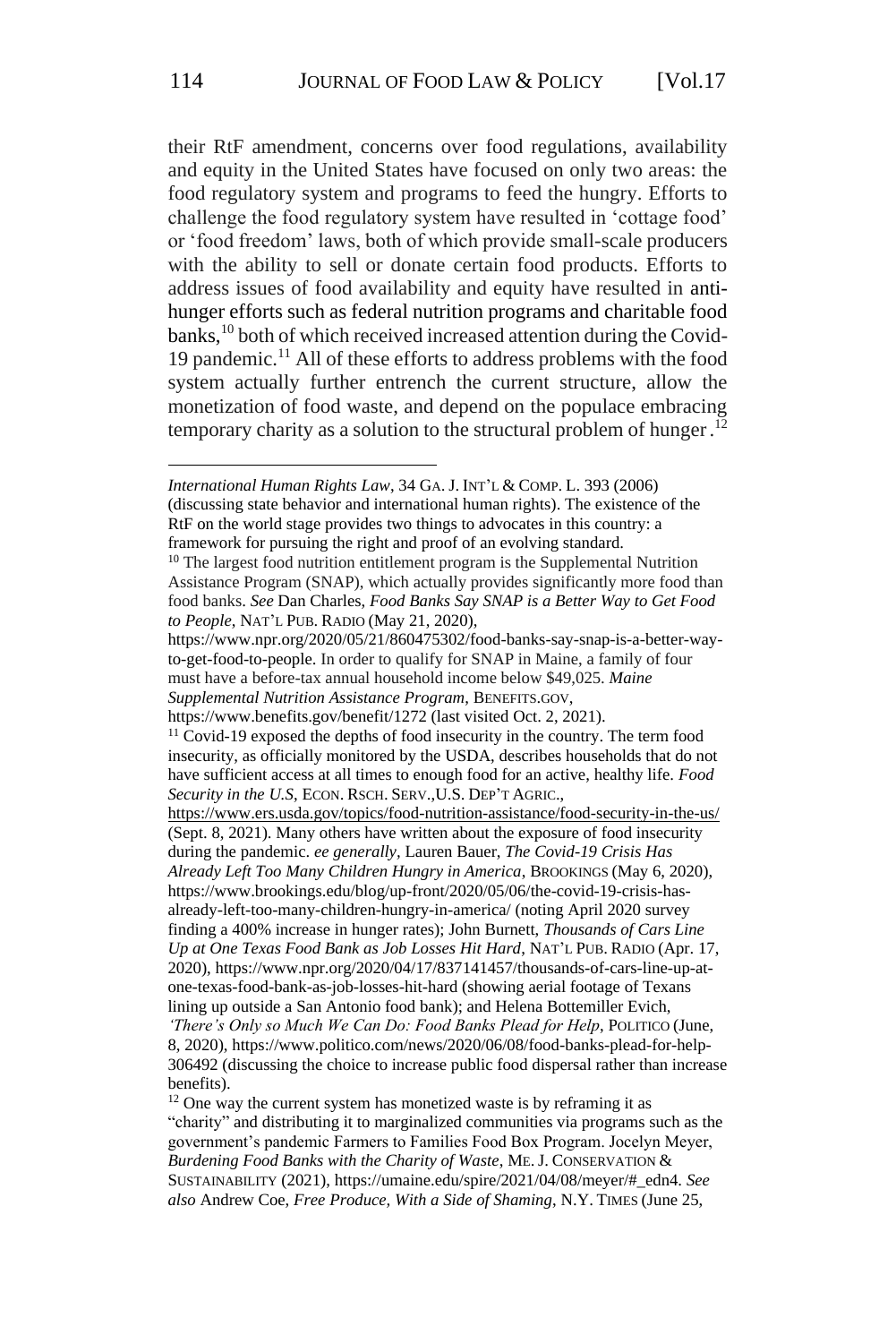their RtF amendment, concerns over food regulations, availability and equity in the United States have focused on only two areas: the food regulatory system and programs to feed the hungry. Efforts to challenge the food regulatory system have resulted in 'cottage food' or 'food freedom' laws, both of which provide small-scale producers with the ability to sell or donate certain food products. Efforts to address issues of food availability and equity have resulted in anti-hunger efforts such as federal nutrition programs and charitable food banks,[10] both of which received increased attention during the Covid-19 pandemic.[11] All of these efforts to address problems with the food system actually further entrench the current structure, allow the monetization of food waste, and depend on the populace embracing temporary charity as a solution to the structural problem of hunger.[12]

---

*International Human Rights Law*, 34 GA. J. INT'L & COMP. L. 393 (2006) (discussing state behavior and international human rights). The existence of the RtF on the world stage provides two things to advocates in this country: a framework for pursuing the right and proof of an evolving standard.

[10] The largest food nutrition entitlement program is the Supplemental Nutrition Assistance Program (SNAP), which actually provides significantly more food than food banks. *See* Dan Charles, *Food Banks Say SNAP is a Better Way to Get Food to People*, NAT'L PUB. RADIO (May 21, 2020), https://www.npr.org/2020/05/21/860475302/food-banks-say-snap-is-a-better-way-to-get-food-to-people. In order to qualify for SNAP in Maine, a family of four must have a before-tax annual household income below $49,025. *Maine Supplemental Nutrition Assistance Program*, BENEFITS.GOV, https://www.benefits.gov/benefit/1272 (last visited Oct. 2, 2021).

[11] Covid-19 exposed the depths of food insecurity in the country. The term food insecurity, as officially monitored by the USDA, describes households that do not have sufficient access at all times to enough food for an active, healthy life. *Food Security in the U.S*, ECON. RSCH. SERV., U.S. DEP'T AGRIC., https://www.ers.usda.gov/topics/food-nutrition-assistance/food-security-in-the-us/ (Sept. 8, 2021). Many others have written about the exposure of food insecurity during the pandemic. *ee generally*, Lauren Bauer, *The Covid-19 Crisis Has Already Left Too Many Children Hungry in America*, BROOKINGS (May 6, 2020), https://www.brookings.edu/blog/up-front/2020/05/06/the-covid-19-crisis-has-already-left-too-many-children-hungry-in-america/ (noting April 2020 survey finding a 400% increase in hunger rates); John Burnett, *Thousands of Cars Line Up at One Texas Food Bank as Job Losses Hit Hard*, NAT'L PUB. RADIO (Apr. 17, 2020), https://www.npr.org/2020/04/17/837141457/thousands-of-cars-line-up-at-one-texas-food-bank-as-job-losses-hit-hard (showing aerial footage of Texans lining up outside a San Antonio food bank); and Helena Bottemiller Evich, *'There's Only so Much We Can Do: Food Banks Plead for Help*, POLITICO (June, 8, 2020), https://www.politico.com/news/2020/06/08/food-banks-plead-for-help-306492 (discussing the choice to increase public food dispersal rather than increase benefits).

[12] One way the current system has monetized waste is by reframing it as "charity" and distributing it to marginalized communities via programs such as the government's pandemic Farmers to Families Food Box Program. Jocelyn Meyer, *Burdening Food Banks with the Charity of Waste*, ME. J. CONSERVATION & SUSTAINABILITY (2021), https://umaine.edu/spire/2021/04/08/meyer/#_edn4. *See also* Andrew Coe, *Free Produce, With a Side of Shaming*, N.Y. TIMES (June 25,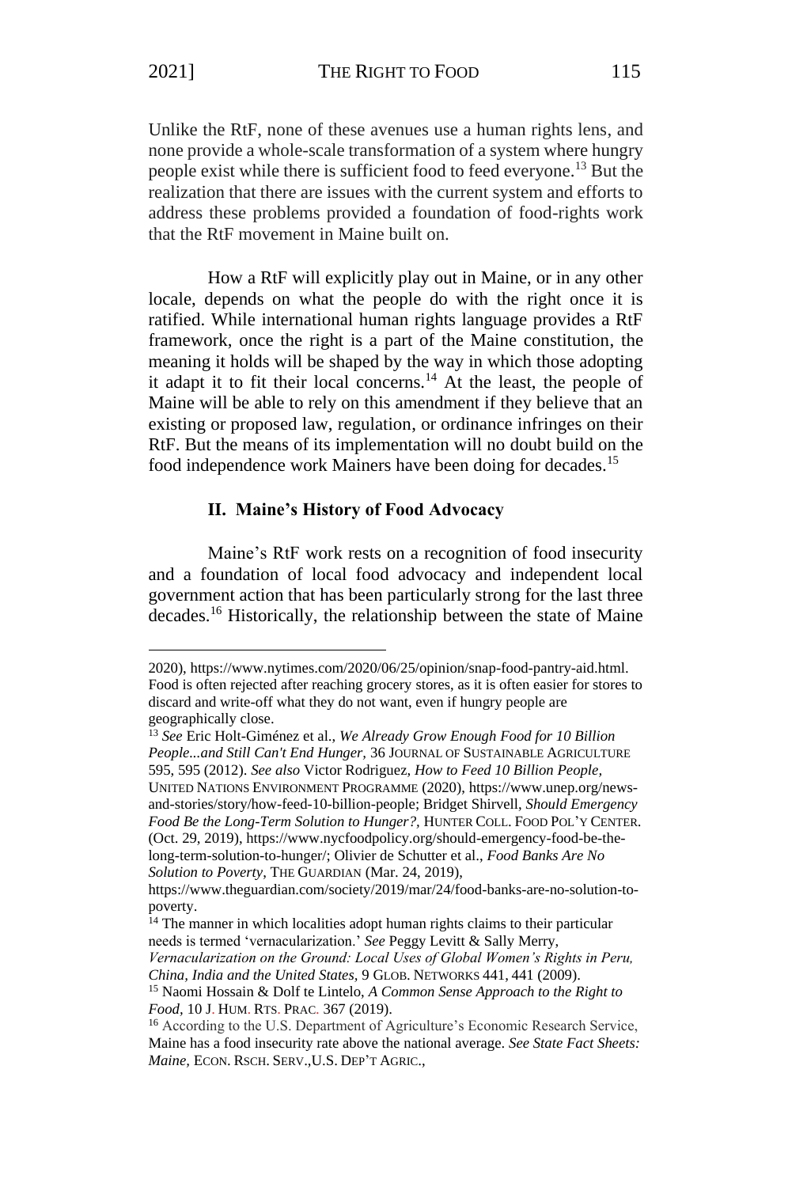Unlike the RtF, none of these avenues use a human rights lens, and none provide a whole-scale transformation of a system where hungry people exist while there is sufficient food to feed everyone.[13] But the realization that there are issues with the current system and efforts to address these problems provided a foundation of food-rights work that the RtF movement in Maine built on.

How a RtF will explicitly play out in Maine, or in any other locale, depends on what the people do with the right once it is ratified. While international human rights language provides a RtF framework, once the right is a part of the Maine constitution, the meaning it holds will be shaped by the way in which those adopting it adapt it to fit their local concerns.[14] At the least, the people of Maine will be able to rely on this amendment if they believe that an existing or proposed law, regulation, or ordinance infringes on their RtF. But the means of its implementation will no doubt build on the food independence work Mainers have been doing for decades.[15]

### II. Maine's History of Food Advocacy

Maine's RtF work rests on a recognition of food insecurity and a foundation of local food advocacy and independent local government action that has been particularly strong for the last three decades.[16] Historically, the relationship between the state of Maine

---

2020), https://www.nytimes.com/2020/06/25/opinion/snap-food-pantry-aid.html. Food is often rejected after reaching grocery stores, as it is often easier for stores to discard and write-off what they do not want, even if hungry people are geographically close.

[13] *See* Eric Holt-Giménez et al., *We Already Grow Enough Food for 10 Billion People...and Still Can't End Hunger*, 36 JOURNAL OF SUSTAINABLE AGRICULTURE 595, 595 (2012). *See also* Victor Rodriguez, *How to Feed 10 Billion People*, UNITED NATIONS ENVIRONMENT PROGRAMME (2020), https://www.unep.org/news-and-stories/story/how-feed-10-billion-people; Bridget Shirvell, *Should Emergency Food Be the Long-Term Solution to Hunger?*, HUNTER COLL. FOOD POL'Y CENTER. (Oct. 29, 2019), https://www.nycfoodpolicy.org/should-emergency-food-be-the-long-term-solution-to-hunger/; Olivier de Schutter et al., *Food Banks Are No Solution to Poverty*, THE GUARDIAN (Mar. 24, 2019), https://www.theguardian.com/society/2019/mar/24/food-banks-are-no-solution-to-poverty.

[14] The manner in which localities adopt human rights claims to their particular needs is termed 'vernacularization.' *See* Peggy Levitt & Sally Merry, *Vernacularization on the Ground: Local Uses of Global Women's Rights in Peru, China, India and the United States*, 9 GLOB. NETWORKS 441, 441 (2009).

[15] Naomi Hossain & Dolf te Lintelo, *A Common Sense Approach to the Right to Food*, 10 J. HUM. RTS. PRAC. 367 (2019).

[16] According to the U.S. Department of Agriculture's Economic Research Service, Maine has a food insecurity rate above the national average. *See State Fact Sheets: Maine*, ECON. RSCH. SERV.,U.S. DEP'T AGRIC.,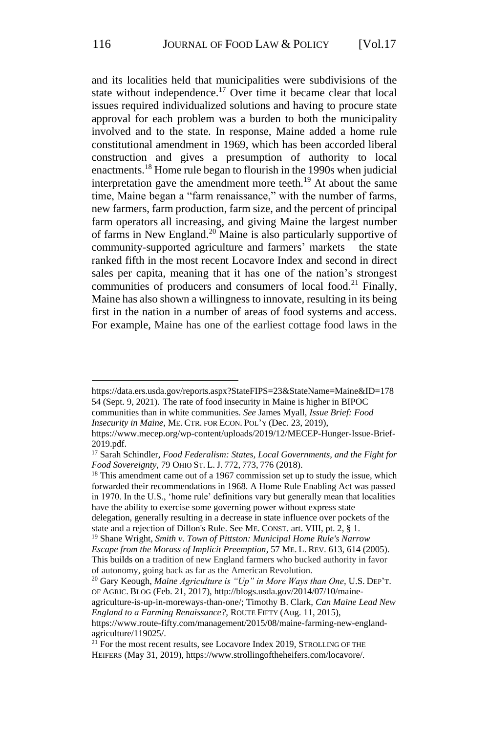and its localities held that municipalities were subdivisions of the state without independence.[17] Over time it became clear that local issues required individualized solutions and having to procure state approval for each problem was a burden to both the municipality involved and to the state. In response, Maine added a home rule constitutional amendment in 1969, which has been accorded liberal construction and gives a presumption of authority to local enactments.[18] Home rule began to flourish in the 1990s when judicial interpretation gave the amendment more teeth.[19] At about the same time, Maine began a "farm renaissance," with the number of farms, new farmers, farm production, farm size, and the percent of principal farm operators all increasing, and giving Maine the largest number of farms in New England.[20] Maine is also particularly supportive of community-supported agriculture and farmers' markets – the state ranked fifth in the most recent Locavore Index and second in direct sales per capita, meaning that it has one of the nation's strongest communities of producers and consumers of local food.[21] Finally, Maine has also shown a willingness to innovate, resulting in its being first in the nation in a number of areas of food systems and access. For example, Maine has one of the earliest cottage food laws in the

---

https://data.ers.usda.gov/reports.aspx?StateFIPS=23&StateName=Maine&ID=17854 (Sept. 9, 2021). The rate of food insecurity in Maine is higher in BIPOC communities than in white communities. *See* James Myall, *Issue Brief: Food Insecurity in Maine*, ME. CTR. FOR ECON. POL'Y (Dec. 23, 2019), https://www.mecep.org/wp-content/uploads/2019/12/MECEP-Hunger-Issue-Brief-2019.pdf.

[17] Sarah Schindler, *Food Federalism: States, Local Governments, and the Fight for Food Sovereignty*, 79 OHIO ST. L. J. 772, 773, 776 (2018).

[18] This amendment came out of a 1967 commission set up to study the issue, which forwarded their recommendations in 1968. A Home Rule Enabling Act was passed in 1970. In the U.S., 'home rule' definitions vary but generally mean that localities have the ability to exercise some governing power without express state delegation, generally resulting in a decrease in state influence over pockets of the state and a rejection of Dillon's Rule. See ME. CONST. art. VIII, pt. 2, § 1.

[19] Shane Wright, *Smith v. Town of Pittston: Municipal Home Rule's Narrow Escape from the Morass of Implicit Preemption*, 57 ME. L. REV. 613, 614 (2005). This builds on a tradition of new England farmers who bucked authority in favor of autonomy, going back as far as the American Revolution.

[20] Gary Keough, *Maine Agriculture is "Up" in More Ways than One*, U.S. DEP'T. OF AGRIC. BLOG (Feb. 21, 2017), http://blogs.usda.gov/2014/07/10/maine-agriculture-is-up-in-moreways-than-one/; Timothy B. Clark, *Can Maine Lead New England to a Farming Renaissance?*, ROUTE FIFTY (Aug. 11, 2015), https://www.route-fifty.com/management/2015/08/maine-farming-new-england-agriculture/119025/.

[21] For the most recent results, see Locavore Index 2019, STROLLING OF THE HEIFERS (May 31, 2019), https://www.strollingoftheheifers.com/locavore/.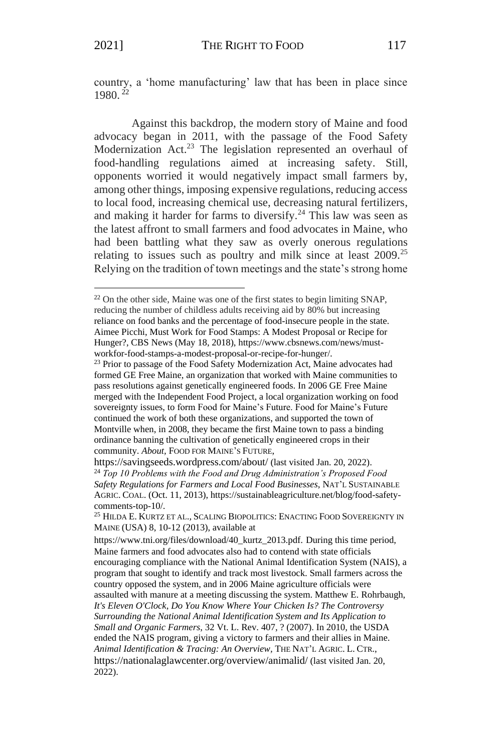country, a 'home manufacturing' law that has been in place since 1980.[22]

Against this backdrop, the modern story of Maine and food advocacy began in 2011, with the passage of the Food Safety Modernization Act.[23] The legislation represented an overhaul of food-handling regulations aimed at increasing safety. Still, opponents worried it would negatively impact small farmers by, among other things, imposing expensive regulations, reducing access to local food, increasing chemical use, decreasing natural fertilizers, and making it harder for farms to diversify.[24] This law was seen as the latest affront to small farmers and food advocates in Maine, who had been battling what they saw as overly onerous regulations relating to issues such as poultry and milk since at least 2009.[25] Relying on the tradition of town meetings and the state's strong home

---

[22] On the other side, Maine was one of the first states to begin limiting SNAP, reducing the number of childless adults receiving aid by 80% but increasing reliance on food banks and the percentage of food-insecure people in the state. Aimee Picchi, Must Work for Food Stamps: A Modest Proposal or Recipe for Hunger?, CBS News (May 18, 2018), https://www.cbsnews.com/news/must-workfor-food-stamps-a-modest-proposal-or-recipe-for-hunger/.

[23] Prior to passage of the Food Safety Modernization Act, Maine advocates had formed GE Free Maine, an organization that worked with Maine communities to pass resolutions against genetically engineered foods. In 2006 GE Free Maine merged with the Independent Food Project, a local organization working on food sovereignty issues, to form Food for Maine's Future. Food for Maine's Future continued the work of both these organizations, and supported the town of Montville when, in 2008, they became the first Maine town to pass a binding ordinance banning the cultivation of genetically engineered crops in their community. *About*, FOOD FOR MAINE'S FUTURE, https://savingseeds.wordpress.com/about/ (last visited Jan. 20, 2022).

[24] *Top 10 Problems with the Food and Drug Administration's Proposed Food Safety Regulations for Farmers and Local Food Businesses*, NAT'L SUSTAINABLE AGRIC. COAL. (Oct. 11, 2013), https://sustainableagriculture.net/blog/food-safety-comments-top-10/.

[25] HILDA E. KURTZ ET AL., SCALING BIOPOLITICS: ENACTING FOOD SOVEREIGNTY IN MAINE (USA) 8, 10-12 (2013), available at https://www.tni.org/files/download/40_kurtz_2013.pdf. During this time period, Maine farmers and food advocates also had to contend with state officials encouraging compliance with the National Animal Identification System (NAIS), a program that sought to identify and track most livestock. Small farmers across the country opposed the system, and in 2006 Maine agriculture officials were assaulted with manure at a meeting discussing the system. Matthew E. Rohrbaugh, *It's Eleven O'Clock, Do You Know Where Your Chicken Is? The Controversy Surrounding the National Animal Identification System and Its Application to Small and Organic Farmers*, 32 Vt. L. Rev. 407, ? (2007). In 2010, the USDA ended the NAIS program, giving a victory to farmers and their allies in Maine. *Animal Identification & Tracing: An Overview*, THE NAT'L AGRIC. L. CTR., https://nationalaglawcenter.org/overview/animalid/ (last visited Jan. 20, 2022).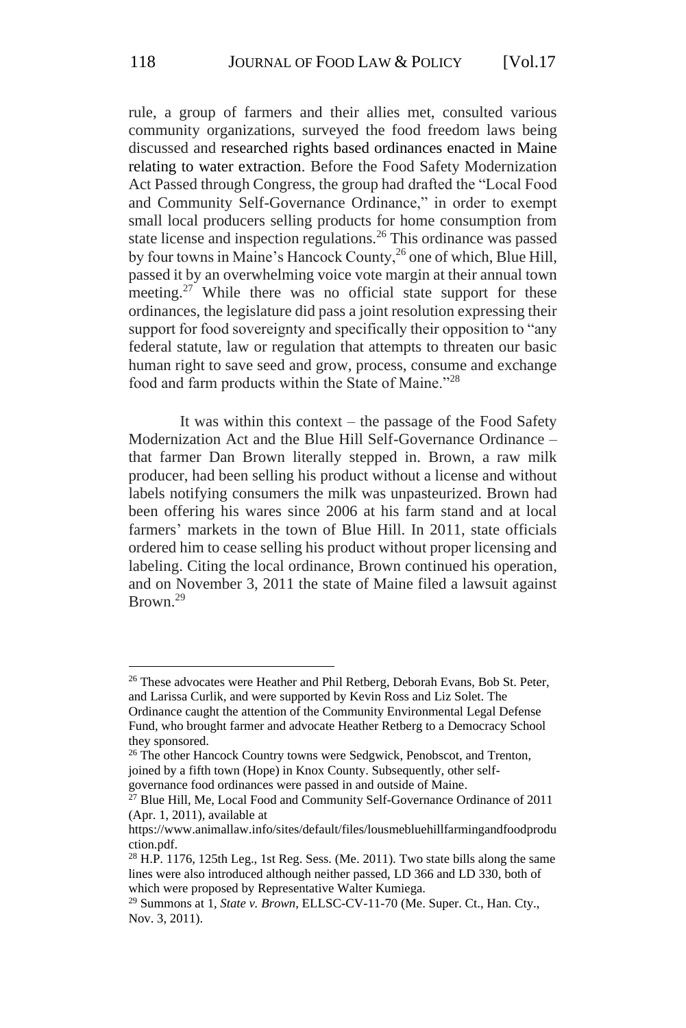rule, a group of farmers and their allies met, consulted various community organizations, surveyed the food freedom laws being discussed and researched rights based ordinances enacted in Maine relating to water extraction. Before the Food Safety Modernization Act Passed through Congress, the group had drafted the "Local Food and Community Self-Governance Ordinance," in order to exempt small local producers selling products for home consumption from state license and inspection regulations.[26] This ordinance was passed by four towns in Maine's Hancock County,[26] one of which, Blue Hill, passed it by an overwhelming voice vote margin at their annual town meeting.[27] While there was no official state support for these ordinances, the legislature did pass a joint resolution expressing their support for food sovereignty and specifically their opposition to "any federal statute, law or regulation that attempts to threaten our basic human right to save seed and grow, process, consume and exchange food and farm products within the State of Maine."[28]

It was within this context – the passage of the Food Safety Modernization Act and the Blue Hill Self-Governance Ordinance – that farmer Dan Brown literally stepped in. Brown, a raw milk producer, had been selling his product without a license and without labels notifying consumers the milk was unpasteurized. Brown had been offering his wares since 2006 at his farm stand and at local farmers' markets in the town of Blue Hill. In 2011, state officials ordered him to cease selling his product without proper licensing and labeling. Citing the local ordinance, Brown continued his operation, and on November 3, 2011 the state of Maine filed a lawsuit against Brown.[29]

---

[26] These advocates were Heather and Phil Retberg, Deborah Evans, Bob St. Peter, and Larissa Curlik, and were supported by Kevin Ross and Liz Solet. The Ordinance caught the attention of the Community Environmental Legal Defense Fund, who brought farmer and advocate Heather Retberg to a Democracy School they sponsored.

[26] The other Hancock Country towns were Sedgwick, Penobscot, and Trenton, joined by a fifth town (Hope) in Knox County. Subsequently, other self-governance food ordinances were passed in and outside of Maine.

[27] Blue Hill, Me, Local Food and Community Self-Governance Ordinance of 2011 (Apr. 1, 2011), available at https://www.animallaw.info/sites/default/files/lousmebluehillfarmingandfoodproduction.pdf.

[28] H.P. 1176, 125th Leg., 1st Reg. Sess. (Me. 2011). Two state bills along the same lines were also introduced although neither passed, LD 366 and LD 330, both of which were proposed by Representative Walter Kumiega.

[29] Summons at 1, *State v. Brown*, ELLSC-CV-11-70 (Me. Super. Ct., Han. Cty., Nov. 3, 2011).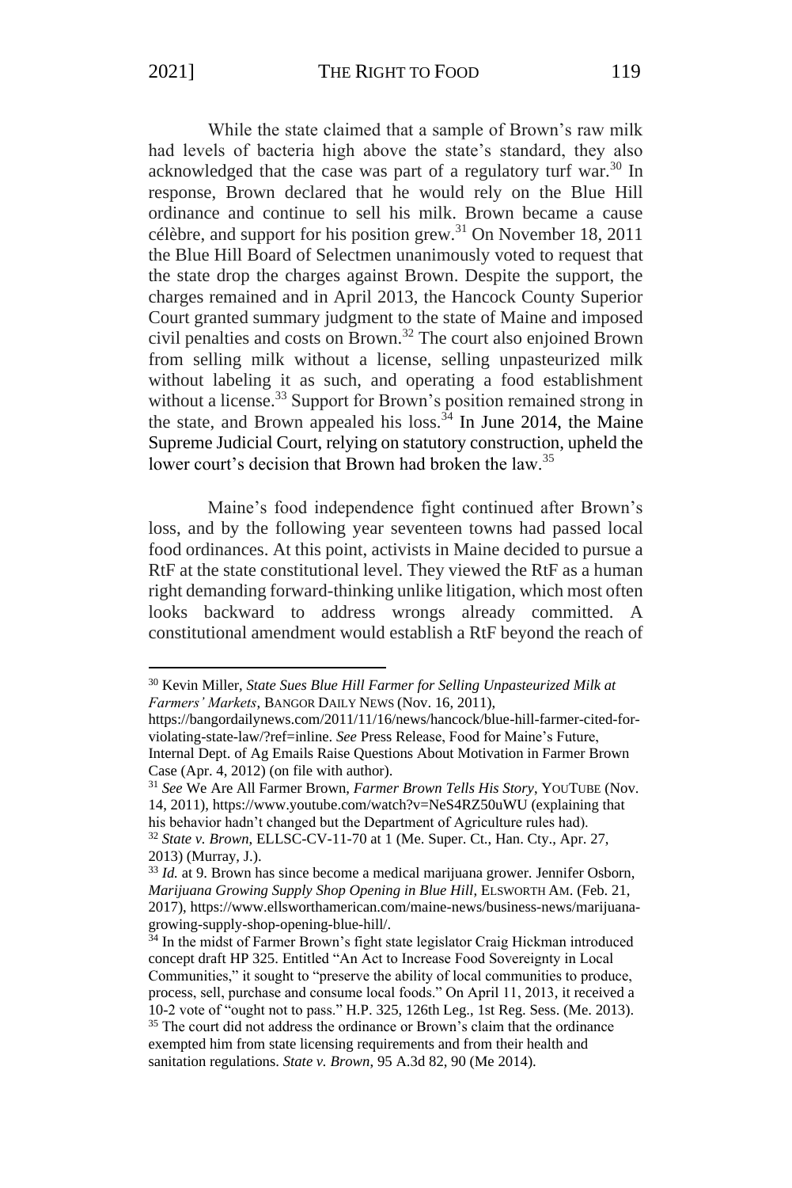While the state claimed that a sample of Brown's raw milk had levels of bacteria high above the state's standard, they also acknowledged that the case was part of a regulatory turf war.[30] In response, Brown declared that he would rely on the Blue Hill ordinance and continue to sell his milk. Brown became a cause célèbre, and support for his position grew.[31] On November 18, 2011 the Blue Hill Board of Selectmen unanimously voted to request that the state drop the charges against Brown. Despite the support, the charges remained and in April 2013, the Hancock County Superior Court granted summary judgment to the state of Maine and imposed civil penalties and costs on Brown.[32] The court also enjoined Brown from selling milk without a license, selling unpasteurized milk without labeling it as such, and operating a food establishment without a license.[33] Support for Brown's position remained strong in the state, and Brown appealed his loss.[34] In June 2014, the Maine Supreme Judicial Court, relying on statutory construction, upheld the lower court's decision that Brown had broken the law.[35]

Maine's food independence fight continued after Brown's loss, and by the following year seventeen towns had passed local food ordinances. At this point, activists in Maine decided to pursue a RtF at the state constitutional level. They viewed the RtF as a human right demanding forward-thinking unlike litigation, which most often looks backward to address wrongs already committed. A constitutional amendment would establish a RtF beyond the reach of

---

[30] Kevin Miller, *State Sues Blue Hill Farmer for Selling Unpasteurized Milk at Farmers' Markets*, BANGOR DAILY NEWS (Nov. 16, 2011), https://bangordailynews.com/2011/11/16/news/hancock/blue-hill-farmer-cited-for-violating-state-law/?ref=inline. *See* Press Release, Food for Maine's Future, Internal Dept. of Ag Emails Raise Questions About Motivation in Farmer Brown Case (Apr. 4, 2012) (on file with author).

[31] *See* We Are All Farmer Brown, *Farmer Brown Tells His Story*, YOUTUBE (Nov. 14, 2011), https://www.youtube.com/watch?v=NeS4RZ50uWU (explaining that his behavior hadn't changed but the Department of Agriculture rules had).

[32] *State v. Brown*, ELLSC-CV-11-70 at 1 (Me. Super. Ct., Han. Cty., Apr. 27, 2013) (Murray, J.).

[33] *Id.* at 9. Brown has since become a medical marijuana grower. Jennifer Osborn, *Marijuana Growing Supply Shop Opening in Blue Hill*, ELSWORTH AM. (Feb. 21, 2017), https://www.ellsworthamerican.com/maine-news/business-news/marijuana-growing-supply-shop-opening-blue-hill/.

[34] In the midst of Farmer Brown's fight state legislator Craig Hickman introduced concept draft HP 325. Entitled "An Act to Increase Food Sovereignty in Local Communities," it sought to "preserve the ability of local communities to produce, process, sell, purchase and consume local foods." On April 11, 2013, it received a 10-2 vote of "ought not to pass." H.P. 325, 126th Leg., 1st Reg. Sess. (Me. 2013).

[35] The court did not address the ordinance or Brown's claim that the ordinance exempted him from state licensing requirements and from their health and sanitation regulations. *State v. Brown*, 95 A.3d 82, 90 (Me 2014).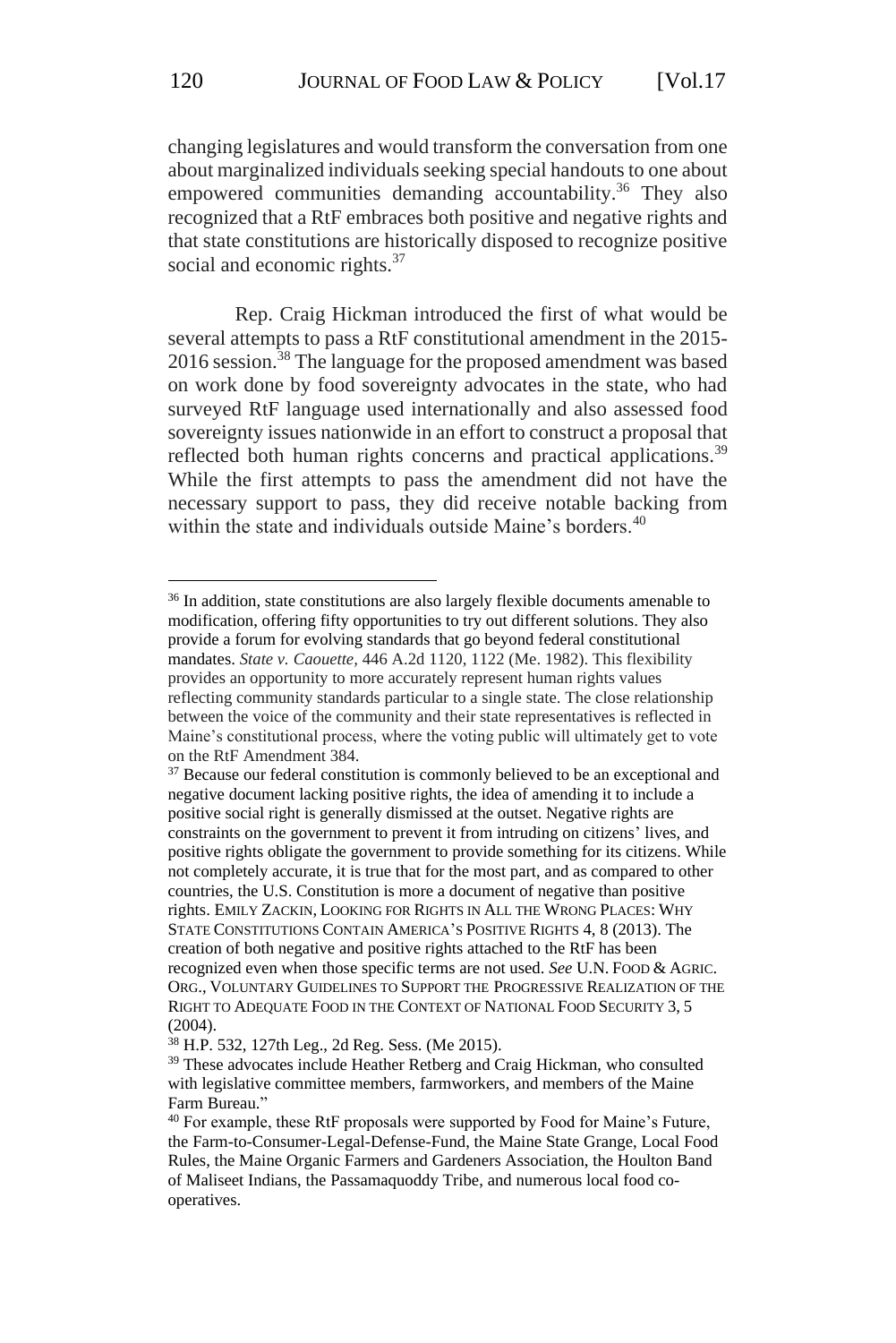changing legislatures and would transform the conversation from one about marginalized individuals seeking special handouts to one about empowered communities demanding accountability.[36] They also recognized that a RtF embraces both positive and negative rights and that state constitutions are historically disposed to recognize positive social and economic rights.[37]

Rep. Craig Hickman introduced the first of what would be several attempts to pass a RtF constitutional amendment in the 2015-2016 session.[38] The language for the proposed amendment was based on work done by food sovereignty advocates in the state, who had surveyed RtF language used internationally and also assessed food sovereignty issues nationwide in an effort to construct a proposal that reflected both human rights concerns and practical applications.[39] While the first attempts to pass the amendment did not have the necessary support to pass, they did receive notable backing from within the state and individuals outside Maine's borders.[40]

---

[36] In addition, state constitutions are also largely flexible documents amenable to modification, offering fifty opportunities to try out different solutions. They also provide a forum for evolving standards that go beyond federal constitutional mandates. *State v. Caouette*, 446 A.2d 1120, 1122 (Me. 1982). This flexibility provides an opportunity to more accurately represent human rights values reflecting community standards particular to a single state. The close relationship between the voice of the community and their state representatives is reflected in Maine's constitutional process, where the voting public will ultimately get to vote on the RtF Amendment 384.

[37] Because our federal constitution is commonly believed to be an exceptional and negative document lacking positive rights, the idea of amending it to include a positive social right is generally dismissed at the outset. Negative rights are constraints on the government to prevent it from intruding on citizens' lives, and positive rights obligate the government to provide something for its citizens. While not completely accurate, it is true that for the most part, and as compared to other countries, the U.S. Constitution is more a document of negative than positive rights. EMILY ZACKIN, LOOKING FOR RIGHTS IN ALL THE WRONG PLACES: WHY STATE CONSTITUTIONS CONTAIN AMERICA'S POSITIVE RIGHTS 4, 8 (2013). The creation of both negative and positive rights attached to the RtF has been recognized even when those specific terms are not used. *See* U.N. FOOD & AGRIC. ORG., VOLUNTARY GUIDELINES TO SUPPORT THE PROGRESSIVE REALIZATION OF THE RIGHT TO ADEQUATE FOOD IN THE CONTEXT OF NATIONAL FOOD SECURITY 3, 5 (2004).

[38] H.P. 532, 127th Leg., 2d Reg. Sess. (Me 2015).

[39] These advocates include Heather Retberg and Craig Hickman, who consulted with legislative committee members, farmworkers, and members of the Maine Farm Bureau."

[40] For example, these RtF proposals were supported by Food for Maine's Future, the Farm-to-Consumer-Legal-Defense-Fund, the Maine State Grange, Local Food Rules, the Maine Organic Farmers and Gardeners Association, the Houlton Band of Maliseet Indians, the Passamaquoddy Tribe, and numerous local food co-operatives.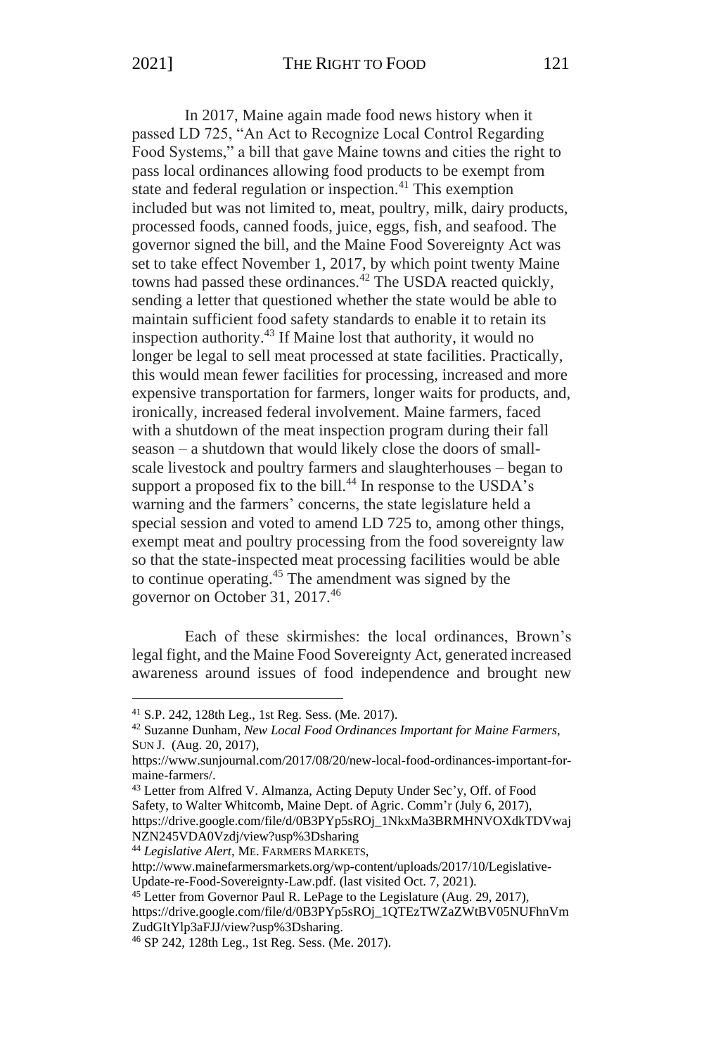In 2017, Maine again made food news history when it passed LD 725, "An Act to Recognize Local Control Regarding Food Systems," a bill that gave Maine towns and cities the right to pass local ordinances allowing food products to be exempt from state and federal regulation or inspection.[41] This exemption included but was not limited to, meat, poultry, milk, dairy products, processed foods, canned foods, juice, eggs, fish, and seafood. The governor signed the bill, and the Maine Food Sovereignty Act was set to take effect November 1, 2017, by which point twenty Maine towns had passed these ordinances.[42] The USDA reacted quickly, sending a letter that questioned whether the state would be able to maintain sufficient food safety standards to enable it to retain its inspection authority.[43] If Maine lost that authority, it would no longer be legal to sell meat processed at state facilities. Practically, this would mean fewer facilities for processing, increased and more expensive transportation for farmers, longer waits for products, and, ironically, increased federal involvement. Maine farmers, faced with a shutdown of the meat inspection program during their fall season – a shutdown that would likely close the doors of small-scale livestock and poultry farmers and slaughterhouses – began to support a proposed fix to the bill.[44] In response to the USDA's warning and the farmers' concerns, the state legislature held a special session and voted to amend LD 725 to, among other things, exempt meat and poultry processing from the food sovereignty law so that the state-inspected meat processing facilities would be able to continue operating.[45] The amendment was signed by the governor on October 31, 2017.[46]

Each of these skirmishes: the local ordinances, Brown's legal fight, and the Maine Food Sovereignty Act, generated increased awareness around issues of food independence and brought new

---

[41] S.P. 242, 128th Leg., 1st Reg. Sess. (Me. 2017).

[42] Suzanne Dunham, *New Local Food Ordinances Important for Maine Farmers*, SUN J. (Aug. 20, 2017), https://www.sunjournal.com/2017/08/20/new-local-food-ordinances-important-for-maine-farmers/.

[43] Letter from Alfred V. Almanza, Acting Deputy Under Sec'y, Off. of Food Safety, to Walter Whitcomb, Maine Dept. of Agric. Comm'r (July 6, 2017), https://drive.google.com/file/d/0B3PYp5sROj_1NkxMa3BRMHNVOXdkTDVwajNZN245VDA0Vzdj/view?usp%3Dsharing

[44] *Legislative Alert*, ME. FARMERS MARKETS, http://www.mainefarmersmarkets.org/wp-content/uploads/2017/10/Legislative-Update-re-Food-Sovereignty-Law.pdf. (last visited Oct. 7, 2021).

[45] Letter from Governor Paul R. LePage to the Legislature (Aug. 29, 2017), https://drive.google.com/file/d/0B3PYp5sROj_1QTEzTWZaZWtBV05NUFhnVmZudGItYlp3aFJJ/view?usp%3Dsharing.

[46] SP 242, 128th Leg., 1st Reg. Sess. (Me. 2017).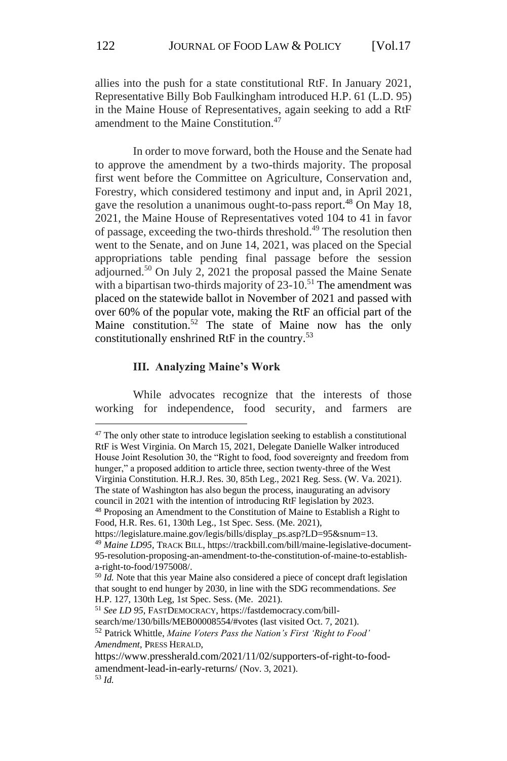allies into the push for a state constitutional RtF. In January 2021, Representative Billy Bob Faulkingham introduced H.P. 61 (L.D. 95) in the Maine House of Representatives, again seeking to add a RtF amendment to the Maine Constitution.[47]

In order to move forward, both the House and the Senate had to approve the amendment by a two-thirds majority. The proposal first went before the Committee on Agriculture, Conservation and, Forestry, which considered testimony and input and, in April 2021, gave the resolution a unanimous ought-to-pass report.[48] On May 18, 2021, the Maine House of Representatives voted 104 to 41 in favor of passage, exceeding the two-thirds threshold.[49] The resolution then went to the Senate, and on June 14, 2021, was placed on the Special appropriations table pending final passage before the session adjourned.[50] On July 2, 2021 the proposal passed the Maine Senate with a bipartisan two-thirds majority of 23-10.[51] The amendment was placed on the statewide ballot in November of 2021 and passed with over 60% of the popular vote, making the RtF an official part of the Maine constitution.[52] The state of Maine now has the only constitutionally enshrined RtF in the country.[53]

### III. Analyzing Maine's Work

While advocates recognize that the interests of those working for independence, food security, and farmers are

---

[47] The only other state to introduce legislation seeking to establish a constitutional RtF is West Virginia. On March 15, 2021, Delegate Danielle Walker introduced House Joint Resolution 30, the "Right to food, food sovereignty and freedom from hunger," a proposed addition to article three, section twenty-three of the West Virginia Constitution. H.R.J. Res. 30, 85th Leg., 2021 Reg. Sess. (W. Va. 2021). The state of Washington has also begun the process, inaugurating an advisory council in 2021 with the intention of introducing RtF legislation by 2023.

[48] Proposing an Amendment to the Constitution of Maine to Establish a Right to Food, H.R. Res. 61, 130th Leg., 1st Spec. Sess. (Me. 2021), https://legislature.maine.gov/legis/bills/display_ps.asp?LD=95&snum=13.

[49] *Maine LD95*, TRACK BILL, https://trackbill.com/bill/maine-legislative-document-95-resolution-proposing-an-amendment-to-the-constitution-of-maine-to-establish-a-right-to-food/1975008/.

[50] *Id.* Note that this year Maine also considered a piece of concept draft legislation that sought to end hunger by 2030, in line with the SDG recommendations. *See* H.P. 127, 130th Leg., 1st Spec. Sess. (Me. 2021).

[51] *See LD 95*, FASTDEMOCRACY, https://fastdemocracy.com/bill-search/me/130/bills/MEB00008554/#votes (last visited Oct. 7, 2021).

[52] Patrick Whittle, *Maine Voters Pass the Nation's First 'Right to Food' Amendment*, PRESS HERALD, https://www.pressherald.com/2021/11/02/supporters-of-right-to-food-amendment-lead-in-early-returns/ (Nov. 3, 2021).

[53] *Id.*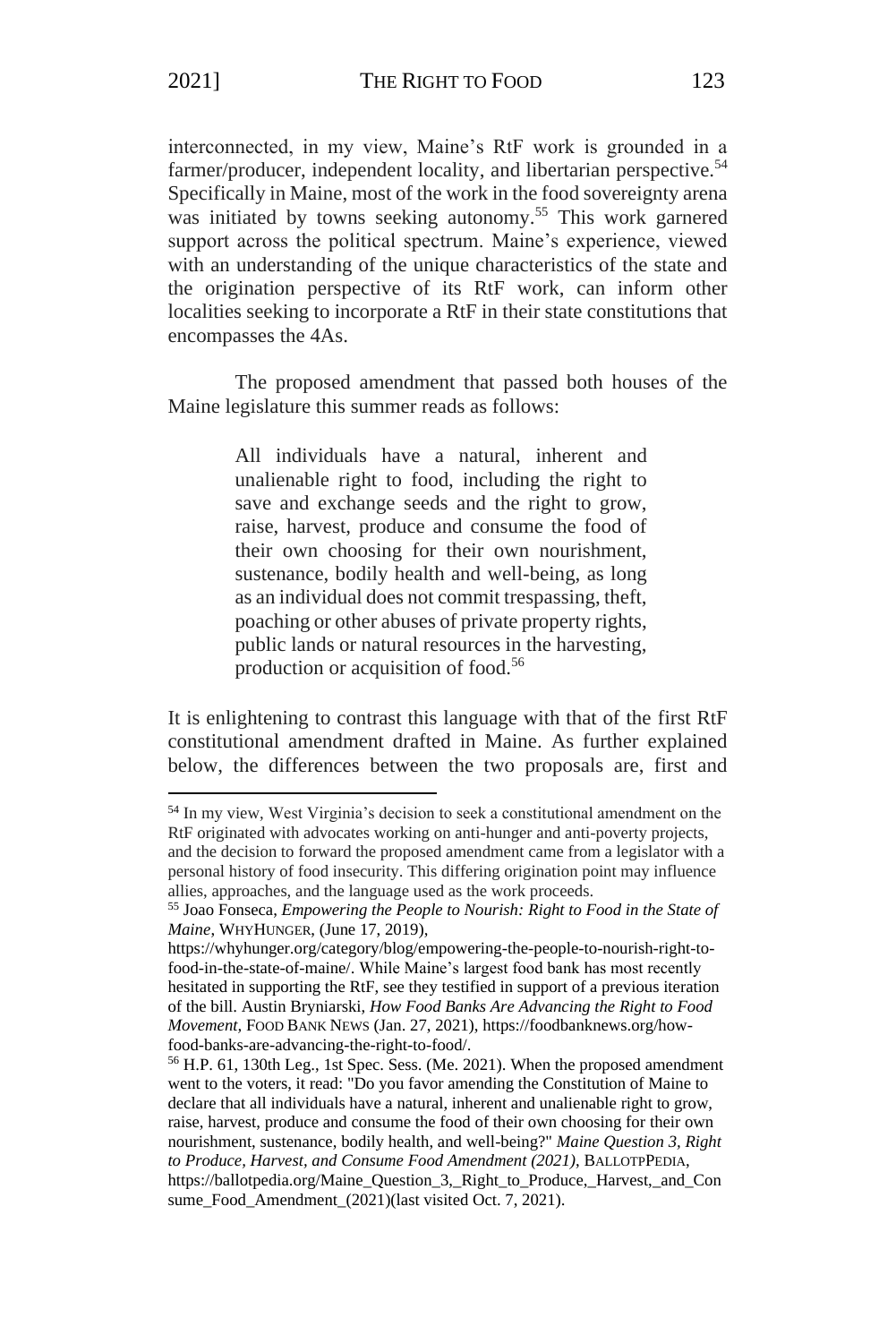interconnected, in my view, Maine's RtF work is grounded in a farmer/producer, independent locality, and libertarian perspective.[54] Specifically in Maine, most of the work in the food sovereignty arena was initiated by towns seeking autonomy.[55] This work garnered support across the political spectrum. Maine's experience, viewed with an understanding of the unique characteristics of the state and the origination perspective of its RtF work, can inform other localities seeking to incorporate a RtF in their state constitutions that encompasses the 4As.

The proposed amendment that passed both houses of the Maine legislature this summer reads as follows:

> All individuals have a natural, inherent and unalienable right to food, including the right to save and exchange seeds and the right to grow, raise, harvest, produce and consume the food of their own choosing for their own nourishment, sustenance, bodily health and well-being, as long as an individual does not commit trespassing, theft, poaching or other abuses of private property rights, public lands or natural resources in the harvesting, production or acquisition of food.[56]

It is enlightening to contrast this language with that of the first RtF constitutional amendment drafted in Maine. As further explained below, the differences between the two proposals are, first and

---

[54] In my view, West Virginia's decision to seek a constitutional amendment on the RtF originated with advocates working on anti-hunger and anti-poverty projects, and the decision to forward the proposed amendment came from a legislator with a personal history of food insecurity. This differing origination point may influence allies, approaches, and the language used as the work proceeds.

[55] Joao Fonseca, *Empowering the People to Nourish: Right to Food in the State of Maine*, WHYHUNGER, (June 17, 2019), https://whyhunger.org/category/blog/empowering-the-people-to-nourish-right-to-food-in-the-state-of-maine/. While Maine's largest food bank has most recently hesitated in supporting the RtF, see they testified in support of a previous iteration of the bill. Austin Bryniarski, *How Food Banks Are Advancing the Right to Food Movement*, FOOD BANK NEWS (Jan. 27, 2021), https://foodbanknews.org/how-food-banks-are-advancing-the-right-to-food/.

[56] H.P. 61, 130th Leg., 1st Spec. Sess. (Me. 2021). When the proposed amendment went to the voters, it read: "Do you favor amending the Constitution of Maine to declare that all individuals have a natural, inherent and unalienable right to grow, raise, harvest, produce and consume the food of their own choosing for their own nourishment, sustenance, bodily health, and well-being?" *Maine Question 3, Right to Produce, Harvest, and Consume Food Amendment (2021)*, BALLOTPEDIA, https://ballotpedia.org/Maine_Question_3,_Right_to_Produce,_Harvest,_and_Consume_Food_Amendment_(2021)(last visited Oct. 7, 2021).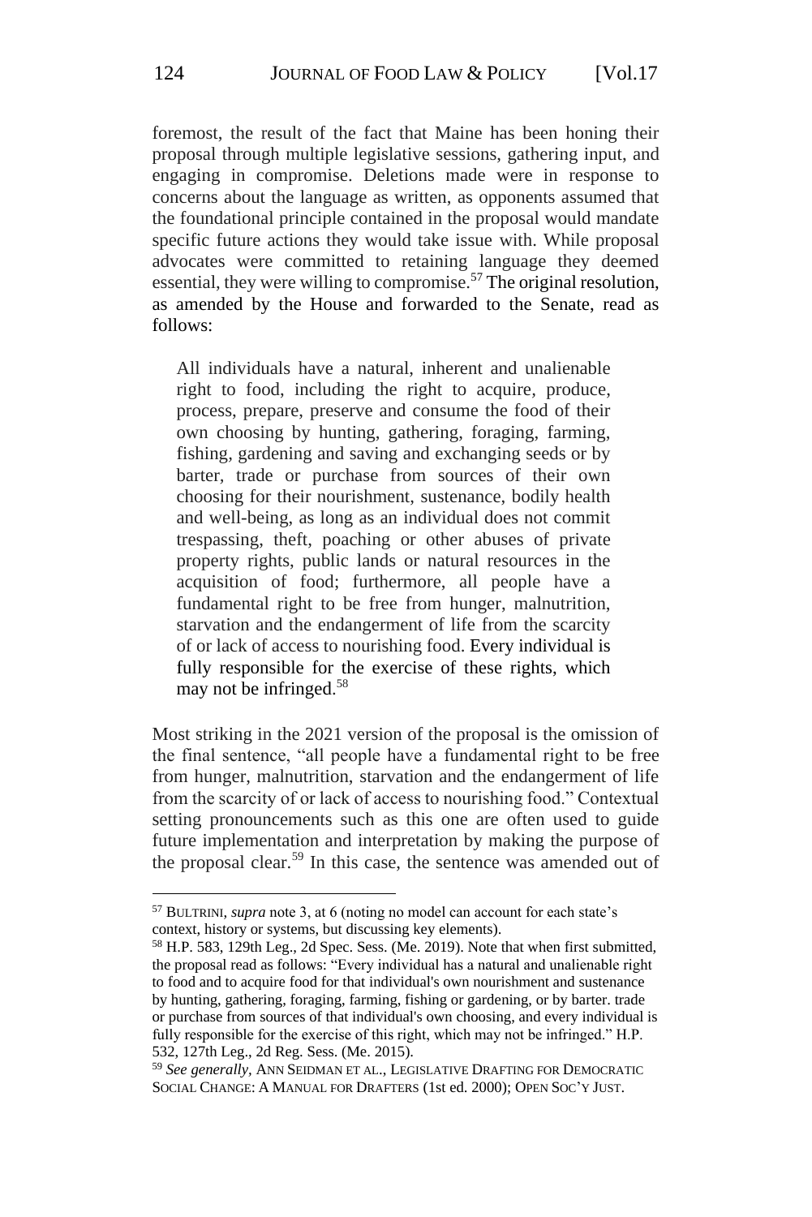foremost, the result of the fact that Maine has been honing their proposal through multiple legislative sessions, gathering input, and engaging in compromise. Deletions made were in response to concerns about the language as written, as opponents assumed that the foundational principle contained in the proposal would mandate specific future actions they would take issue with. While proposal advocates were committed to retaining language they deemed essential, they were willing to compromise.[57] The original resolution, as amended by the House and forwarded to the Senate, read as follows:

> All individuals have a natural, inherent and unalienable right to food, including the right to acquire, produce, process, prepare, preserve and consume the food of their own choosing by hunting, gathering, foraging, farming, fishing, gardening and saving and exchanging seeds or by barter, trade or purchase from sources of their own choosing for their nourishment, sustenance, bodily health and well-being, as long as an individual does not commit trespassing, theft, poaching or other abuses of private property rights, public lands or natural resources in the acquisition of food; furthermore, all people have a fundamental right to be free from hunger, malnutrition, starvation and the endangerment of life from the scarcity of or lack of access to nourishing food. Every individual is fully responsible for the exercise of these rights, which may not be infringed.[58]

Most striking in the 2021 version of the proposal is the omission of the final sentence, "all people have a fundamental right to be free from hunger, malnutrition, starvation and the endangerment of life from the scarcity of or lack of access to nourishing food." Contextual setting pronouncements such as this one are often used to guide future implementation and interpretation by making the purpose of the proposal clear.[59] In this case, the sentence was amended out of

---

[57] BULTRINI, *supra* note 3, at 6 (noting no model can account for each state's context, history or systems, but discussing key elements).

[58] H.P. 583, 129th Leg., 2d Spec. Sess. (Me. 2019). Note that when first submitted, the proposal read as follows: "Every individual has a natural and unalienable right to food and to acquire food for that individual's own nourishment and sustenance by hunting, gathering, foraging, farming, fishing or gardening, or by barter. trade or purchase from sources of that individual's own choosing, and every individual is fully responsible for the exercise of this right, which may not be infringed." H.P. 532, 127th Leg., 2d Reg. Sess. (Me. 2015).

[59] *See generally*, ANN SEIDMAN ET AL., LEGISLATIVE DRAFTING FOR DEMOCRATIC SOCIAL CHANGE: A MANUAL FOR DRAFTERS (1st ed. 2000); OPEN SOC'Y JUST.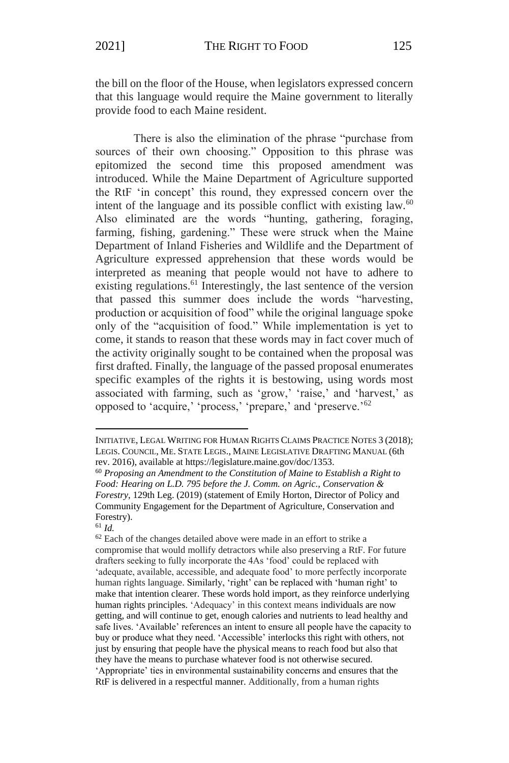the bill on the floor of the House, when legislators expressed concern that this language would require the Maine government to literally provide food to each Maine resident.

There is also the elimination of the phrase "purchase from sources of their own choosing." Opposition to this phrase was epitomized the second time this proposed amendment was introduced. While the Maine Department of Agriculture supported the RtF 'in concept' this round, they expressed concern over the intent of the language and its possible conflict with existing law.[60] Also eliminated are the words "hunting, gathering, foraging, farming, fishing, gardening." These were struck when the Maine Department of Inland Fisheries and Wildlife and the Department of Agriculture expressed apprehension that these words would be interpreted as meaning that people would not have to adhere to existing regulations.[61] Interestingly, the last sentence of the version that passed this summer does include the words "harvesting, production or acquisition of food" while the original language spoke only of the "acquisition of food." While implementation is yet to come, it stands to reason that these words may in fact cover much of the activity originally sought to be contained when the proposal was first drafted. Finally, the language of the passed proposal enumerates specific examples of the rights it is bestowing, using words most associated with farming, such as 'grow,' 'raise,' and 'harvest,' as opposed to 'acquire,' 'process,' 'prepare,' and 'preserve.'[62]

---

INITIATIVE, LEGAL WRITING FOR HUMAN RIGHTS CLAIMS PRACTICE NOTES 3 (2018); LEGIS. COUNCIL, ME. STATE LEGIS., MAINE LEGISLATIVE DRAFTING MANUAL (6th rev. 2016), available at https://legislature.maine.gov/doc/1353.

[60] *Proposing an Amendment to the Constitution of Maine to Establish a Right to Food: Hearing on L.D. 795 before the J. Comm. on Agric., Conservation & Forestry*, 129th Leg. (2019) (statement of Emily Horton, Director of Policy and Community Engagement for the Department of Agriculture, Conservation and Forestry).

[61] *Id.*

[62] Each of the changes detailed above were made in an effort to strike a compromise that would mollify detractors while also preserving a RtF. For future drafters seeking to fully incorporate the 4As 'food' could be replaced with 'adequate, available, accessible, and adequate food' to more perfectly incorporate human rights language. Similarly, 'right' can be replaced with 'human right' to make that intention clearer. These words hold import, as they reinforce underlying human rights principles. 'Adequacy' in this context means individuals are now getting, and will continue to get, enough calories and nutrients to lead healthy and safe lives. 'Available' references an intent to ensure all people have the capacity to buy or produce what they need. 'Accessible' interlocks this right with others, not just by ensuring that people have the physical means to reach food but also that they have the means to purchase whatever food is not otherwise secured. 'Appropriate' ties in environmental sustainability concerns and ensures that the RtF is delivered in a respectful manner. Additionally, from a human rights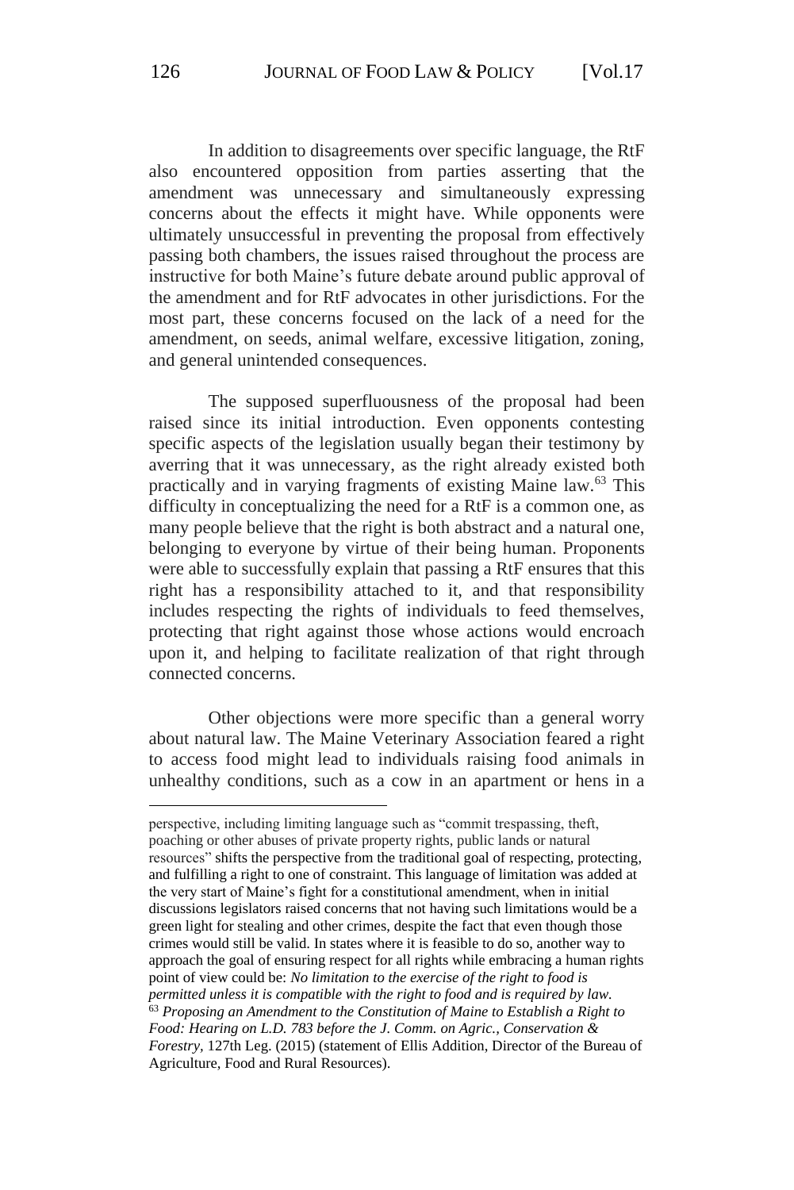In addition to disagreements over specific language, the RtF also encountered opposition from parties asserting that the amendment was unnecessary and simultaneously expressing concerns about the effects it might have. While opponents were ultimately unsuccessful in preventing the proposal from effectively passing both chambers, the issues raised throughout the process are instructive for both Maine's future debate around public approval of the amendment and for RtF advocates in other jurisdictions. For the most part, these concerns focused on the lack of a need for the amendment, on seeds, animal welfare, excessive litigation, zoning, and general unintended consequences.

The supposed superfluousness of the proposal had been raised since its initial introduction. Even opponents contesting specific aspects of the legislation usually began their testimony by averring that it was unnecessary, as the right already existed both practically and in varying fragments of existing Maine law.[63] This difficulty in conceptualizing the need for a RtF is a common one, as many people believe that the right is both abstract and a natural one, belonging to everyone by virtue of their being human. Proponents were able to successfully explain that passing a RtF ensures that this right has a responsibility attached to it, and that responsibility includes respecting the rights of individuals to feed themselves, protecting that right against those whose actions would encroach upon it, and helping to facilitate realization of that right through connected concerns.

Other objections were more specific than a general worry about natural law. The Maine Veterinary Association feared a right to access food might lead to individuals raising food animals in unhealthy conditions, such as a cow in an apartment or hens in a

---

perspective, including limiting language such as "commit trespassing, theft, poaching or other abuses of private property rights, public lands or natural resources" shifts the perspective from the traditional goal of respecting, protecting, and fulfilling a right to one of constraint. This language of limitation was added at the very start of Maine's fight for a constitutional amendment, when in initial discussions legislators raised concerns that not having such limitations would be a green light for stealing and other crimes, despite the fact that even though those crimes would still be valid. In states where it is feasible to do so, another way to approach the goal of ensuring respect for all rights while embracing a human rights point of view could be: *No limitation to the exercise of the right to food is permitted unless it is compatible with the right to food and is required by law.*

[63] *Proposing an Amendment to the Constitution of Maine to Establish a Right to Food: Hearing on L.D. 783 before the J. Comm. on Agric., Conservation & Forestry*, 127th Leg. (2015) (statement of Ellis Addition, Director of the Bureau of Agriculture, Food and Rural Resources).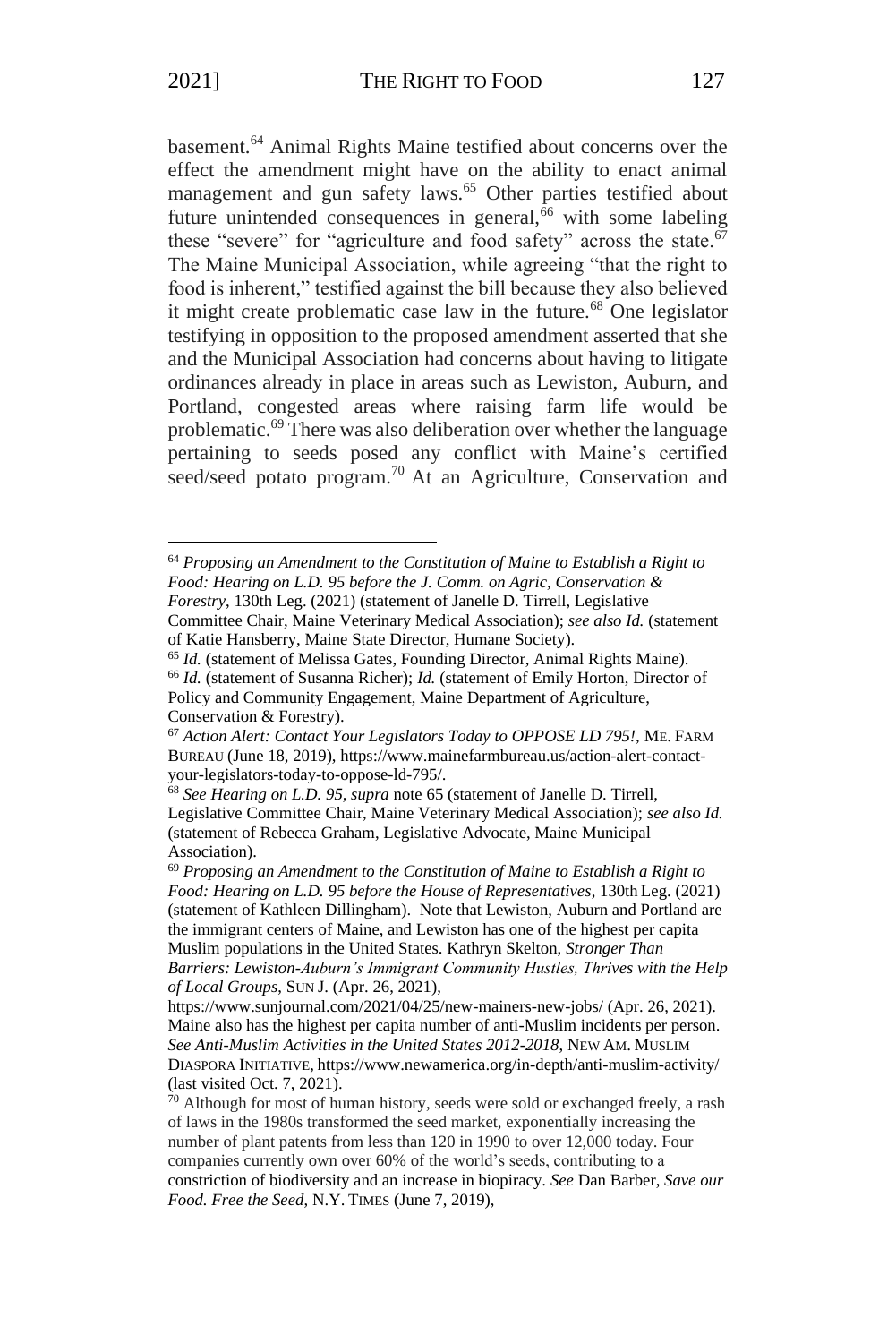basement.[64] Animal Rights Maine testified about concerns over the effect the amendment might have on the ability to enact animal management and gun safety laws.[65] Other parties testified about future unintended consequences in general,[66] with some labeling these "severe" for "agriculture and food safety" across the state.[67] The Maine Municipal Association, while agreeing "that the right to food is inherent," testified against the bill because they also believed it might create problematic case law in the future.[68] One legislator testifying in opposition to the proposed amendment asserted that she and the Municipal Association had concerns about having to litigate ordinances already in place in areas such as Lewiston, Auburn, and Portland, congested areas where raising farm life would be problematic.[69] There was also deliberation over whether the language pertaining to seeds posed any conflict with Maine's certified seed/seed potato program.[70] At an Agriculture, Conservation and

---

[64] *Proposing an Amendment to the Constitution of Maine to Establish a Right to Food: Hearing on L.D. 95 before the J. Comm. on Agric, Conservation & Forestry*, 130th Leg. (2021) (statement of Janelle D. Tirrell, Legislative Committee Chair, Maine Veterinary Medical Association); *see also Id.* (statement of Katie Hansberry, Maine State Director, Humane Society).

[65] *Id.* (statement of Melissa Gates, Founding Director, Animal Rights Maine).

[66] *Id.* (statement of Susanna Richer); *Id.* (statement of Emily Horton, Director of Policy and Community Engagement, Maine Department of Agriculture, Conservation & Forestry).

[67] *Action Alert: Contact Your Legislators Today to OPPOSE LD 795!*, ME. FARM BUREAU (June 18, 2019), https://www.mainefarmbureau.us/action-alert-contact-your-legislators-today-to-oppose-ld-795/.

[68] *See Hearing on L.D. 95, supra* note 65 (statement of Janelle D. Tirrell, Legislative Committee Chair, Maine Veterinary Medical Association); *see also Id.* (statement of Rebecca Graham, Legislative Advocate, Maine Municipal Association).

[69] *Proposing an Amendment to the Constitution of Maine to Establish a Right to Food: Hearing on L.D. 95 before the House of Representatives*, 130th Leg. (2021) (statement of Kathleen Dillingham). Note that Lewiston, Auburn and Portland are the immigrant centers of Maine, and Lewiston has one of the highest per capita Muslim populations in the United States. Kathryn Skelton, *Stronger Than Barriers: Lewiston-Auburn's Immigrant Community Hustles, Thrives with the Help of Local Groups*, SUN J. (Apr. 26, 2021), https://www.sunjournal.com/2021/04/25/new-mainers-new-jobs/ (Apr. 26, 2021). Maine also has the highest per capita number of anti-Muslim incidents per person. *See Anti-Muslim Activities in the United States 2012-2018*, NEW AM. MUSLIM DIASPORA INITIATIVE, https://www.newamerica.org/in-depth/anti-muslim-activity/ (last visited Oct. 7, 2021).

[70] Although for most of human history, seeds were sold or exchanged freely, a rash of laws in the 1980s transformed the seed market, exponentially increasing the number of plant patents from less than 120 in 1990 to over 12,000 today. Four companies currently own over 60% of the world's seeds, contributing to a constriction of biodiversity and an increase in biopiracy. *See* Dan Barber, *Save our Food. Free the Seed*, N.Y. TIMES (June 7, 2019),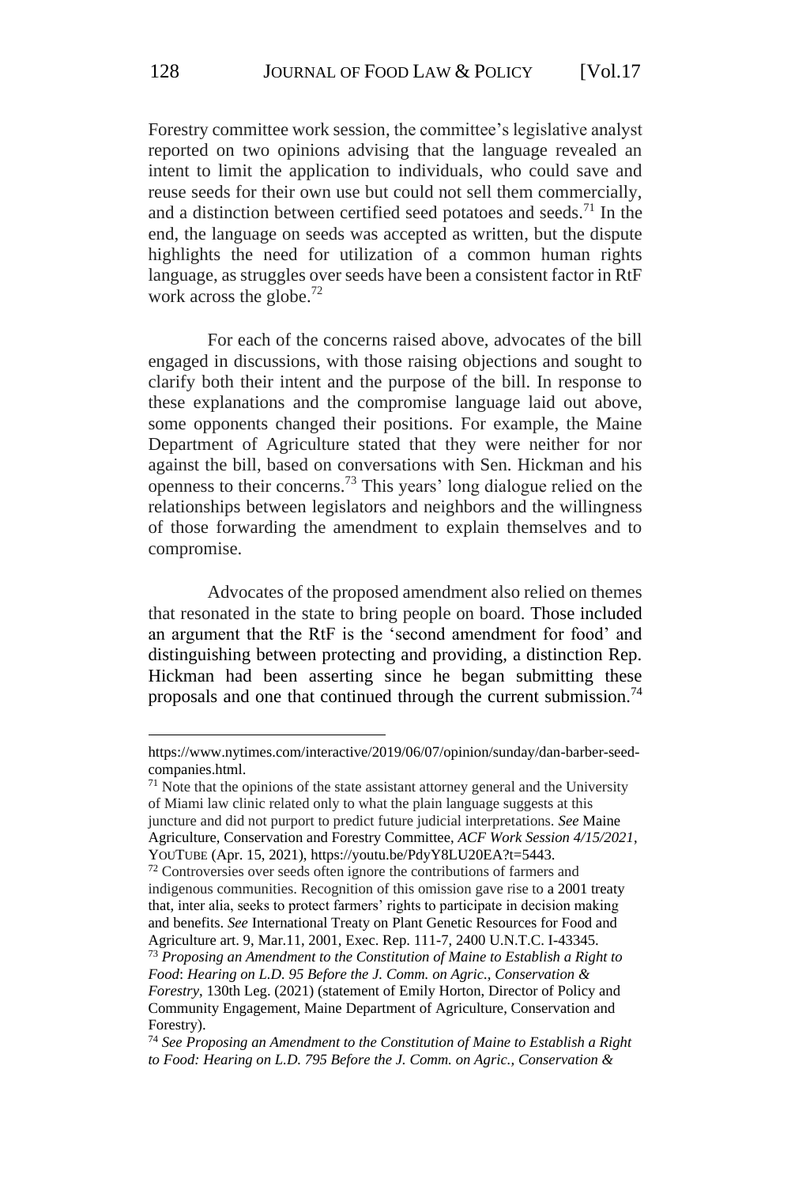Forestry committee work session, the committee's legislative analyst reported on two opinions advising that the language revealed an intent to limit the application to individuals, who could save and reuse seeds for their own use but could not sell them commercially, and a distinction between certified seed potatoes and seeds.[71] In the end, the language on seeds was accepted as written, but the dispute highlights the need for utilization of a common human rights language, as struggles over seeds have been a consistent factor in RtF work across the globe.[72]

For each of the concerns raised above, advocates of the bill engaged in discussions, with those raising objections and sought to clarify both their intent and the purpose of the bill. In response to these explanations and the compromise language laid out above, some opponents changed their positions. For example, the Maine Department of Agriculture stated that they were neither for nor against the bill, based on conversations with Sen. Hickman and his openness to their concerns.[73] This years' long dialogue relied on the relationships between legislators and neighbors and the willingness of those forwarding the amendment to explain themselves and to compromise.

Advocates of the proposed amendment also relied on themes that resonated in the state to bring people on board. Those included an argument that the RtF is the 'second amendment for food' and distinguishing between protecting and providing, a distinction Rep. Hickman had been asserting since he began submitting these proposals and one that continued through the current submission.[74]

---

https://www.nytimes.com/interactive/2019/06/07/opinion/sunday/dan-barber-seed-companies.html.

[71] Note that the opinions of the state assistant attorney general and the University of Miami law clinic related only to what the plain language suggests at this juncture and did not purport to predict future judicial interpretations. *See* Maine Agriculture, Conservation and Forestry Committee, *ACF Work Session 4/15/2021*, YOUTUBE (Apr. 15, 2021), https://youtu.be/PdyY8LU20EA?t=5443.

[72] Controversies over seeds often ignore the contributions of farmers and indigenous communities. Recognition of this omission gave rise to a 2001 treaty that, inter alia, seeks to protect farmers' rights to participate in decision making and benefits. *See* International Treaty on Plant Genetic Resources for Food and Agriculture art. 9, Mar.11, 2001, Exec. Rep. 111-7, 2400 U.N.T.C. I-43345.

[73] *Proposing an Amendment to the Constitution of Maine to Establish a Right to Food*: *Hearing on L.D. 95 Before the J. Comm. on Agric., Conservation & Forestry*, 130th Leg. (2021) (statement of Emily Horton, Director of Policy and Community Engagement, Maine Department of Agriculture, Conservation and Forestry).

[74] *See Proposing an Amendment to the Constitution of Maine to Establish a Right to Food: Hearing on L.D. 795 Before the J. Comm. on Agric., Conservation &*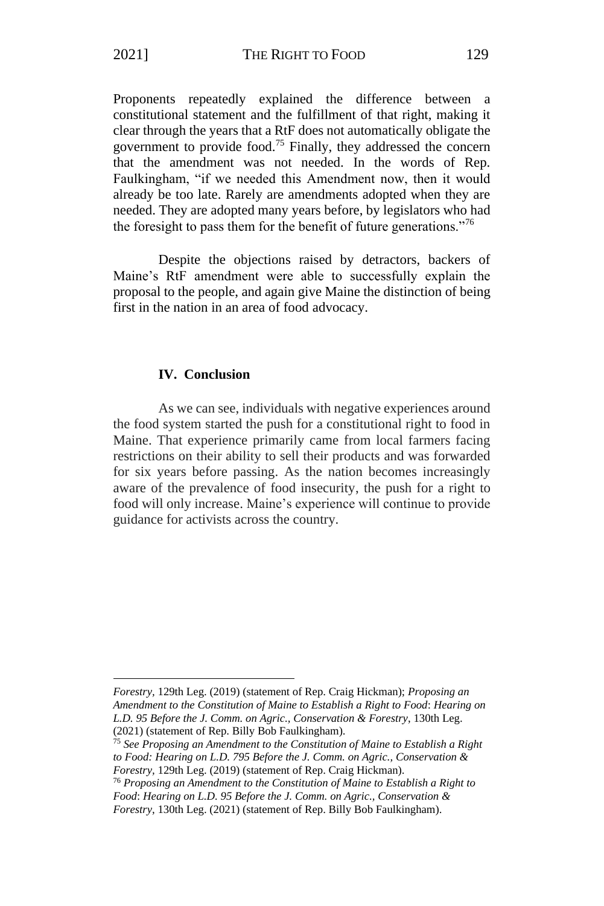Proponents repeatedly explained the difference between a constitutional statement and the fulfillment of that right, making it clear through the years that a RtF does not automatically obligate the government to provide food.[75] Finally, they addressed the concern that the amendment was not needed. In the words of Rep. Faulkingham, "if we needed this Amendment now, then it would already be too late. Rarely are amendments adopted when they are needed. They are adopted many years before, by legislators who had the foresight to pass them for the benefit of future generations."[76]

Despite the objections raised by detractors, backers of Maine's RtF amendment were able to successfully explain the proposal to the people, and again give Maine the distinction of being first in the nation in an area of food advocacy.

## IV. Conclusion

As we can see, individuals with negative experiences around the food system started the push for a constitutional right to food in Maine. That experience primarily came from local farmers facing restrictions on their ability to sell their products and was forwarded for six years before passing. As the nation becomes increasingly aware of the prevalence of food insecurity, the push for a right to food will only increase. Maine's experience will continue to provide guidance for activists across the country.

---

*Forestry*, 129th Leg. (2019) (statement of Rep. Craig Hickman); *Proposing an Amendment to the Constitution of Maine to Establish a Right to Food*: *Hearing on L.D. 95 Before the J. Comm. on Agric., Conservation & Forestry*, 130th Leg. (2021) (statement of Rep. Billy Bob Faulkingham).

[75] *See Proposing an Amendment to the Constitution of Maine to Establish a Right to Food: Hearing on L.D. 795 Before the J. Comm. on Agric., Conservation & Forestry*, 129th Leg. (2019) (statement of Rep. Craig Hickman).

[76] *Proposing an Amendment to the Constitution of Maine to Establish a Right to Food*: *Hearing on L.D. 95 Before the J. Comm. on Agric., Conservation & Forestry*, 130th Leg. (2021) (statement of Rep. Billy Bob Faulkingham).